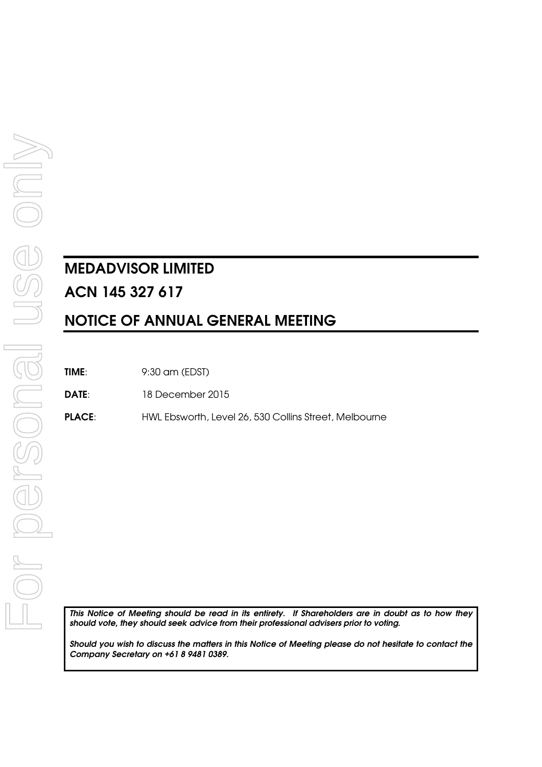# MEDADVISOR LIMITED

# ACN 145 327 617

# NOTICE OF ANNUAL GENERAL MEETING

**TIME**: 9:30 am (EDST)

**DATE**: 18 December 2015

**PLACE**: HWL Ebsworth, Level 26, 530 Collins Street, Melbourne

***This Notice of Meeting should be read in its entirety. If Shareholders are in doubt as to how they should vote, they should seek advice from their professional advisers prior to voting.***

***Should you wish to discuss the matters in this Notice of Meeting please do not hesitate to contact the Company Secretary on +61 8 9481 0389.***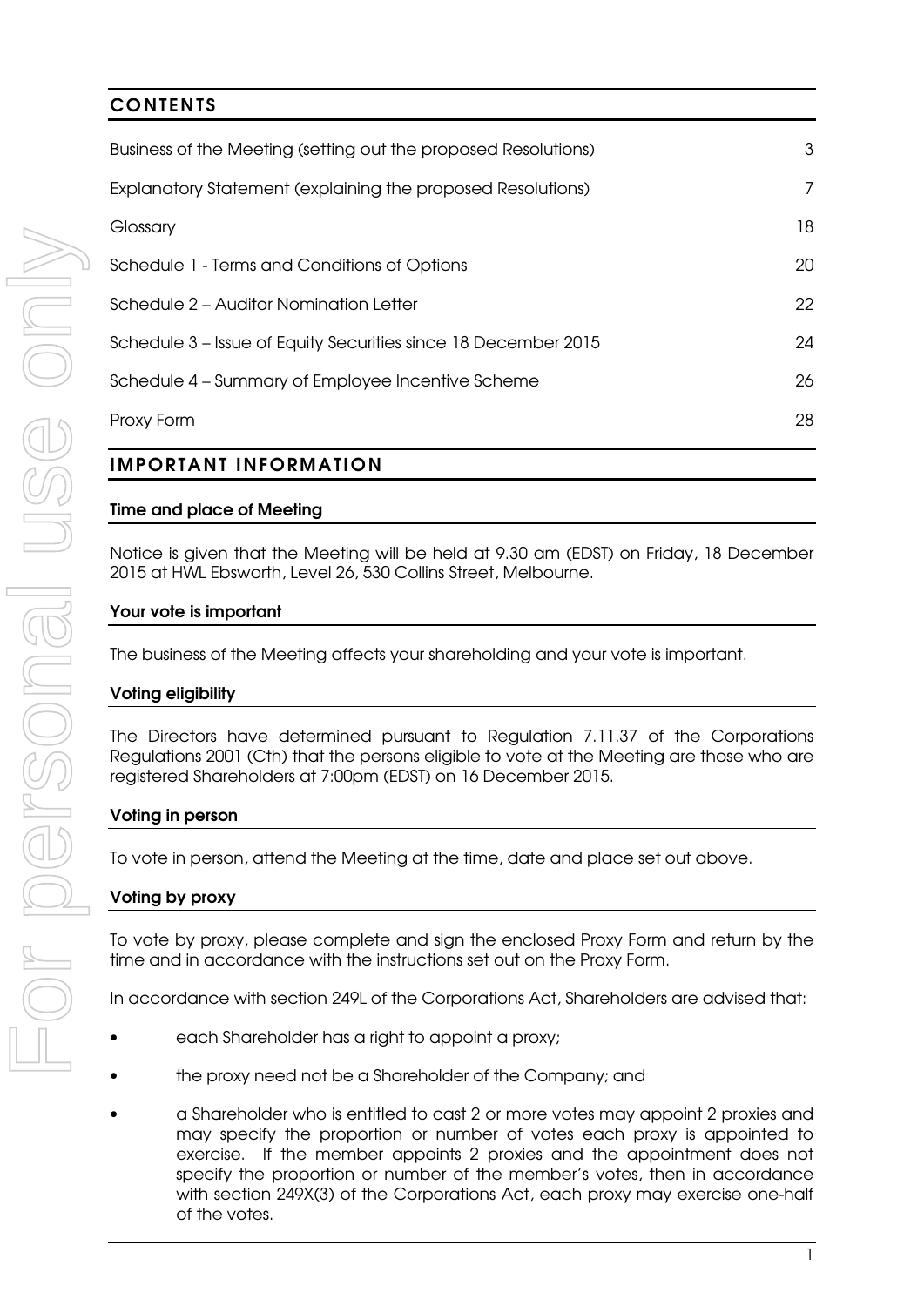## CONTENTS

| | |
|---|---|
| Business of the Meeting (setting out the proposed Resolutions) | 3 |
| Explanatory Statement (explaining the proposed Resolutions) | 7 |
| Glossary | 18 |
| Schedule 1 - Terms and Conditions of Options | 20 |
| Schedule 2 – Auditor Nomination Letter | 22 |
| Schedule 3 – Issue of Equity Securities since 18 December 2015 | 24 |
| Schedule 4 – Summary of Employee Incentive Scheme | 26 |
| Proxy Form | 28 |

## IMPORTANT INFORMATION

### Time and place of Meeting

Notice is given that the Meeting will be held at 9.30 am (EDST) on Friday, 18 December 2015 at HWL Ebsworth, Level 26, 530 Collins Street, Melbourne.

### Your vote is important

The business of the Meeting affects your shareholding and your vote is important.

### Voting eligibility

The Directors have determined pursuant to Regulation 7.11.37 of the Corporations Regulations 2001 (Cth) that the persons eligible to vote at the Meeting are those who are registered Shareholders at 7:00pm (EDST) on 16 December 2015.

### Voting in person

To vote in person, attend the Meeting at the time, date and place set out above.

### Voting by proxy

To vote by proxy, please complete and sign the enclosed Proxy Form and return by the time and in accordance with the instructions set out on the Proxy Form.

In accordance with section 249L of the Corporations Act, Shareholders are advised that:

- each Shareholder has a right to appoint a proxy;
- the proxy need not be a Shareholder of the Company; and
- a Shareholder who is entitled to cast 2 or more votes may appoint 2 proxies and may specify the proportion or number of votes each proxy is appointed to exercise. If the member appoints 2 proxies and the appointment does not specify the proportion or number of the member's votes, then in accordance with section 249X(3) of the Corporations Act, each proxy may exercise one-half of the votes.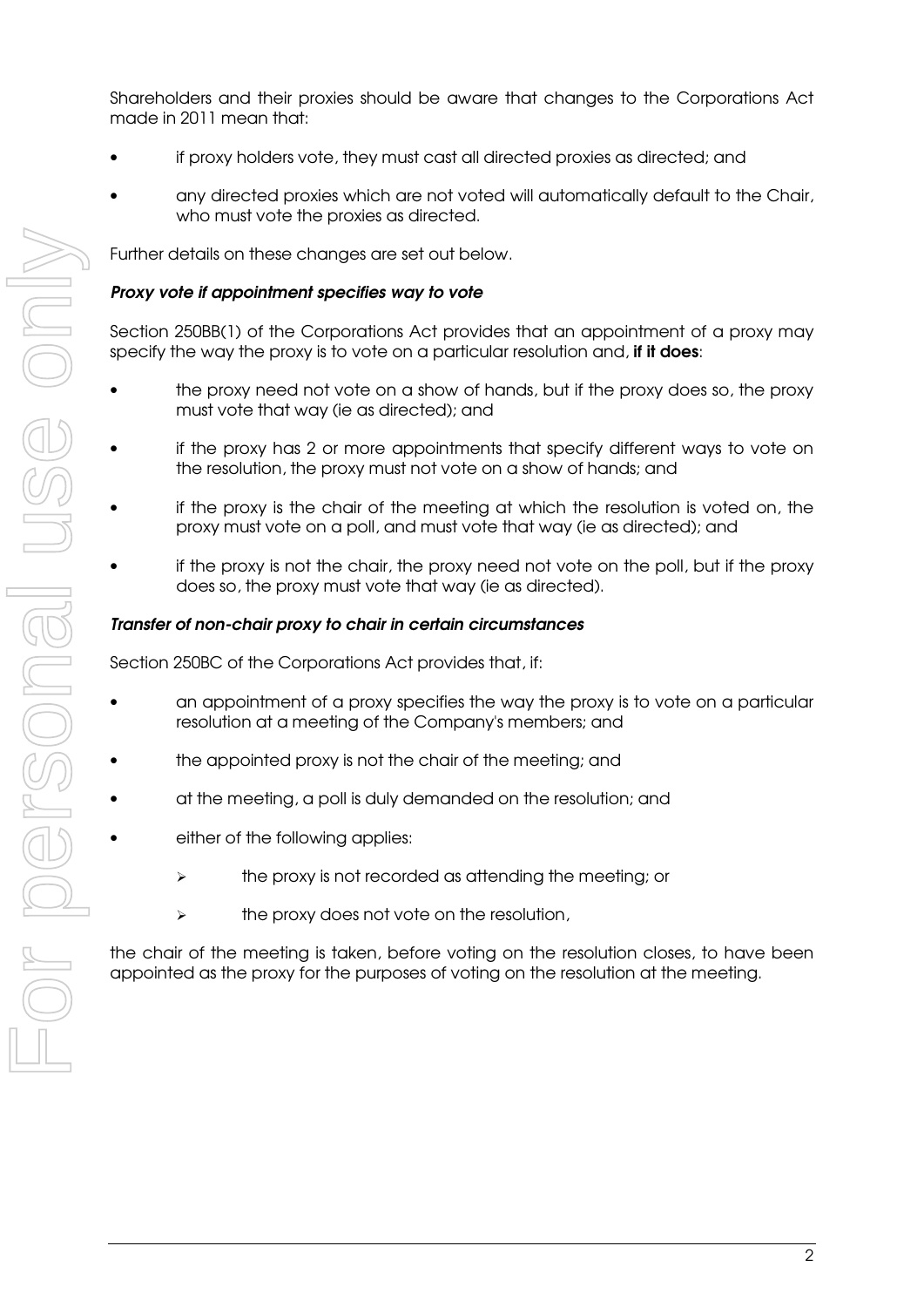Shareholders and their proxies should be aware that changes to the Corporations Act made in 2011 mean that:

- if proxy holders vote, they must cast all directed proxies as directed; and
- any directed proxies which are not voted will automatically default to the Chair, who must vote the proxies as directed.

Further details on these changes are set out below.

***Proxy vote if appointment specifies way to vote***

Section 250BB(1) of the Corporations Act provides that an appointment of a proxy may specify the way the proxy is to vote on a particular resolution and, **if it does**:

- the proxy need not vote on a show of hands, but if the proxy does so, the proxy must vote that way (ie as directed); and
- if the proxy has 2 or more appointments that specify different ways to vote on the resolution, the proxy must not vote on a show of hands; and
- if the proxy is the chair of the meeting at which the resolution is voted on, the proxy must vote on a poll, and must vote that way (ie as directed); and
- if the proxy is not the chair, the proxy need not vote on the poll, but if the proxy does so, the proxy must vote that way (ie as directed).

***Transfer of non-chair proxy to chair in certain circumstances***

Section 250BC of the Corporations Act provides that, if:

- an appointment of a proxy specifies the way the proxy is to vote on a particular resolution at a meeting of the Company's members; and
- the appointed proxy is not the chair of the meeting; and
- at the meeting, a poll is duly demanded on the resolution; and
- either of the following applies:
  - the proxy is not recorded as attending the meeting; or
  - the proxy does not vote on the resolution,

the chair of the meeting is taken, before voting on the resolution closes, to have been appointed as the proxy for the purposes of voting on the resolution at the meeting.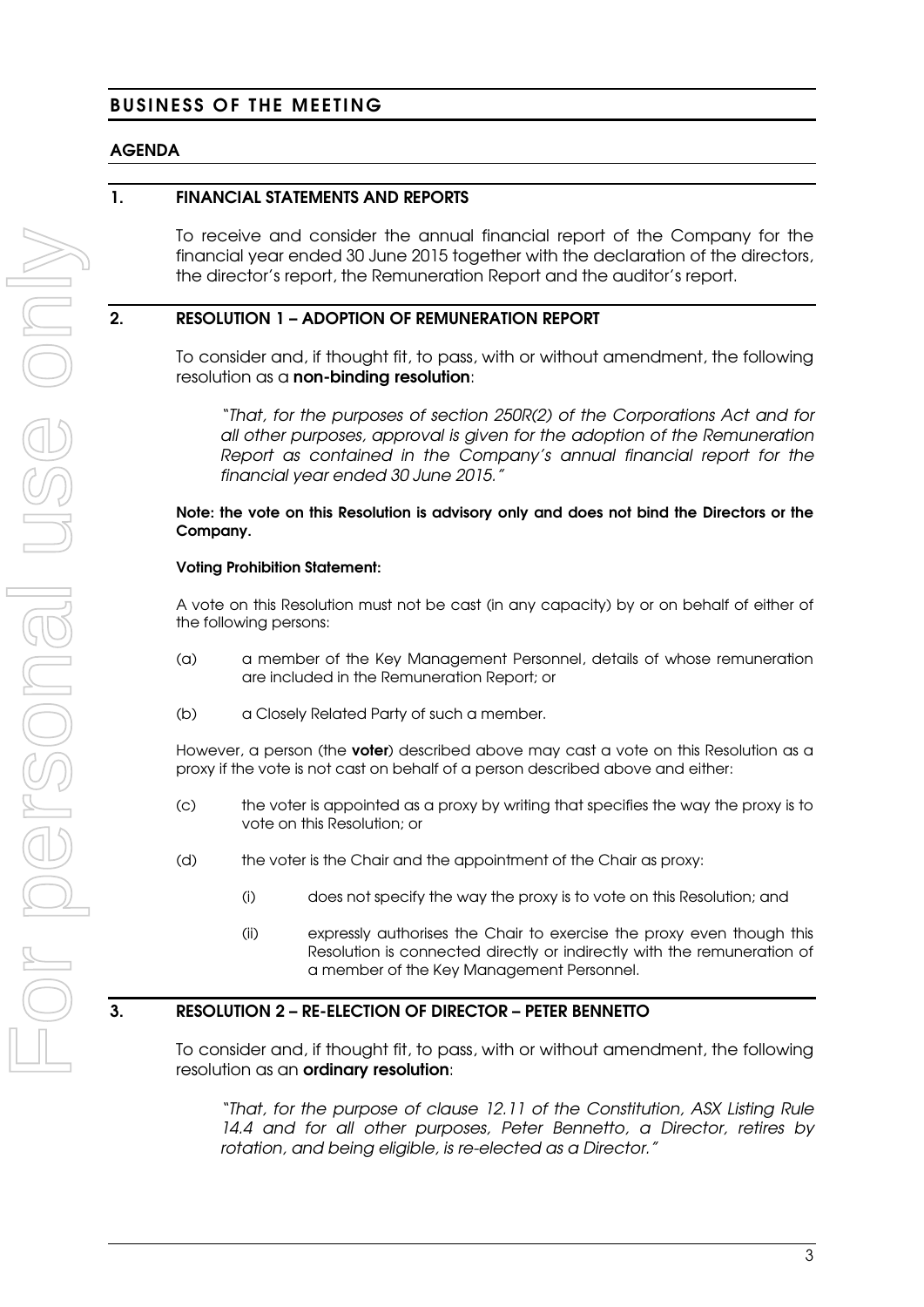# BUSINESS OF THE MEETING

## AGENDA

### 1. FINANCIAL STATEMENTS AND REPORTS

To receive and consider the annual financial report of the Company for the financial year ended 30 June 2015 together with the declaration of the directors, the director's report, the Remuneration Report and the auditor's report.

### 2. RESOLUTION 1 – ADOPTION OF REMUNERATION REPORT

To consider and, if thought fit, to pass, with or without amendment, the following resolution as a **non-binding resolution**:

> *"That, for the purposes of section 250R(2) of the Corporations Act and for all other purposes, approval is given for the adoption of the Remuneration Report as contained in the Company's annual financial report for the financial year ended 30 June 2015."*

**Note: the vote on this Resolution is advisory only and does not bind the Directors or the Company.**

**Voting Prohibition Statement:**

A vote on this Resolution must not be cast (in any capacity) by or on behalf of either of the following persons:

(a) a member of the Key Management Personnel, details of whose remuneration are included in the Remuneration Report; or

(b) a Closely Related Party of such a member.

However, a person (the **voter**) described above may cast a vote on this Resolution as a proxy if the vote is not cast on behalf of a person described above and either:

(c) the voter is appointed as a proxy by writing that specifies the way the proxy is to vote on this Resolution; or

(d) the voter is the Chair and the appointment of the Chair as proxy:

  (i) does not specify the way the proxy is to vote on this Resolution; and

  (ii) expressly authorises the Chair to exercise the proxy even though this Resolution is connected directly or indirectly with the remuneration of a member of the Key Management Personnel.

### 3. RESOLUTION 2 – RE-ELECTION OF DIRECTOR – PETER BENNETTO

To consider and, if thought fit, to pass, with or without amendment, the following resolution as an **ordinary resolution**:

> *"That, for the purpose of clause 12.11 of the Constitution, ASX Listing Rule 14.4 and for all other purposes, Peter Bennetto, a Director, retires by rotation, and being eligible, is re-elected as a Director."*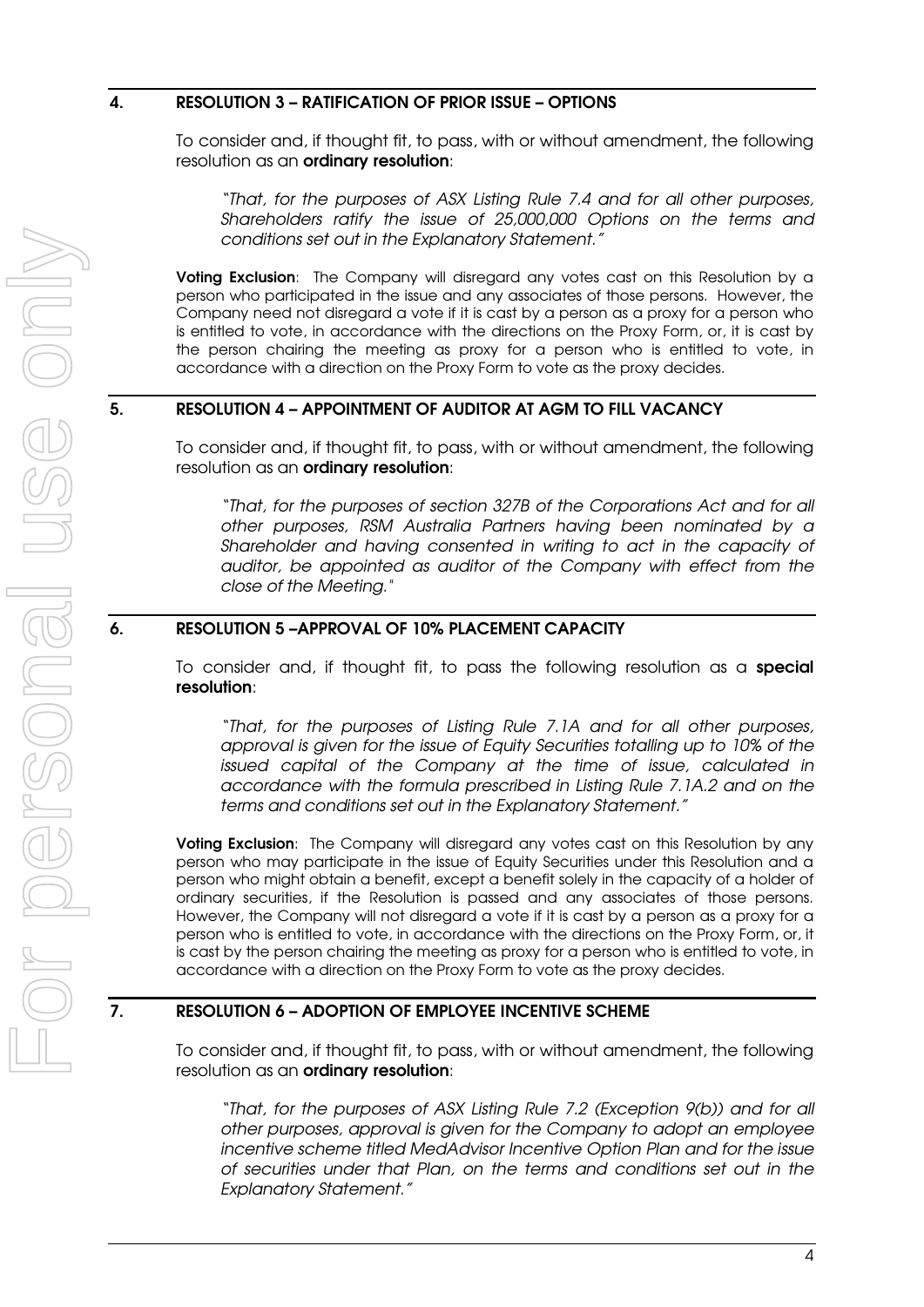## 4. RESOLUTION 3 – RATIFICATION OF PRIOR ISSUE – OPTIONS

To consider and, if thought fit, to pass, with or without amendment, the following resolution as an **ordinary resolution**:

> *"That, for the purposes of ASX Listing Rule 7.4 and for all other purposes, Shareholders ratify the issue of 25,000,000 Options on the terms and conditions set out in the Explanatory Statement."*

**Voting Exclusion**: The Company will disregard any votes cast on this Resolution by a person who participated in the issue and any associates of those persons. However, the Company need not disregard a vote if it is cast by a person as a proxy for a person who is entitled to vote, in accordance with the directions on the Proxy Form, or, it is cast by the person chairing the meeting as proxy for a person who is entitled to vote, in accordance with a direction on the Proxy Form to vote as the proxy decides.

## 5. RESOLUTION 4 – APPOINTMENT OF AUDITOR AT AGM TO FILL VACANCY

To consider and, if thought fit, to pass, with or without amendment, the following resolution as an **ordinary resolution**:

> *"That, for the purposes of section 327B of the Corporations Act and for all other purposes, RSM Australia Partners having been nominated by a Shareholder and having consented in writing to act in the capacity of auditor, be appointed as auditor of the Company with effect from the close of the Meeting."*

## 6. RESOLUTION 5 –APPROVAL OF 10% PLACEMENT CAPACITY

To consider and, if thought fit, to pass the following resolution as a **special resolution**:

> *"That, for the purposes of Listing Rule 7.1A and for all other purposes, approval is given for the issue of Equity Securities totalling up to 10% of the issued capital of the Company at the time of issue, calculated in accordance with the formula prescribed in Listing Rule 7.1A.2 and on the terms and conditions set out in the Explanatory Statement."*

**Voting Exclusion**: The Company will disregard any votes cast on this Resolution by any person who may participate in the issue of Equity Securities under this Resolution and a person who might obtain a benefit, except a benefit solely in the capacity of a holder of ordinary securities, if the Resolution is passed and any associates of those persons. However, the Company will not disregard a vote if it is cast by a person as a proxy for a person who is entitled to vote, in accordance with the directions on the Proxy Form, or, it is cast by the person chairing the meeting as proxy for a person who is entitled to vote, in accordance with a direction on the Proxy Form to vote as the proxy decides.

## 7. RESOLUTION 6 – ADOPTION OF EMPLOYEE INCENTIVE SCHEME

To consider and, if thought fit, to pass, with or without amendment, the following resolution as an **ordinary resolution**:

> *"That, for the purposes of ASX Listing Rule 7.2 (Exception 9(b)) and for all other purposes, approval is given for the Company to adopt an employee incentive scheme titled MedAdvisor Incentive Option Plan and for the issue of securities under that Plan, on the terms and conditions set out in the Explanatory Statement."*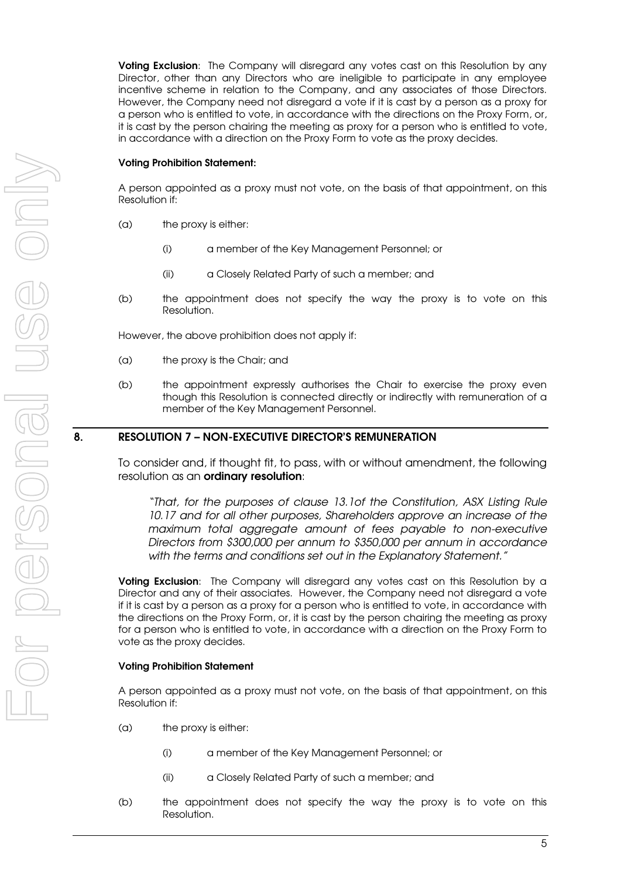**Voting Exclusion**: The Company will disregard any votes cast on this Resolution by any Director, other than any Directors who are ineligible to participate in any employee incentive scheme in relation to the Company, and any associates of those Directors. However, the Company need not disregard a vote if it is cast by a person as a proxy for a person who is entitled to vote, in accordance with the directions on the Proxy Form, or, it is cast by the person chairing the meeting as proxy for a person who is entitled to vote, in accordance with a direction on the Proxy Form to vote as the proxy decides.

**Voting Prohibition Statement:**

A person appointed as a proxy must not vote, on the basis of that appointment, on this Resolution if:

(a) the proxy is either:

(i) a member of the Key Management Personnel; or

(ii) a Closely Related Party of such a member; and

(b) the appointment does not specify the way the proxy is to vote on this Resolution.

However, the above prohibition does not apply if:

(a) the proxy is the Chair; and

(b) the appointment expressly authorises the Chair to exercise the proxy even though this Resolution is connected directly or indirectly with remuneration of a member of the Key Management Personnel.

## 8. RESOLUTION 7 – NON-EXECUTIVE DIRECTOR'S REMUNERATION

To consider and, if thought fit, to pass, with or without amendment, the following resolution as an **ordinary resolution**:

*"That, for the purposes of clause 13.1of the Constitution, ASX Listing Rule 10.17 and for all other purposes, Shareholders approve an increase of the maximum total aggregate amount of fees payable to non-executive Directors from $300,000 per annum to $350,000 per annum in accordance with the terms and conditions set out in the Explanatory Statement."*

**Voting Exclusion**: The Company will disregard any votes cast on this Resolution by a Director and any of their associates. However, the Company need not disregard a vote if it is cast by a person as a proxy for a person who is entitled to vote, in accordance with the directions on the Proxy Form, or, it is cast by the person chairing the meeting as proxy for a person who is entitled to vote, in accordance with a direction on the Proxy Form to vote as the proxy decides.

**Voting Prohibition Statement**

A person appointed as a proxy must not vote, on the basis of that appointment, on this Resolution if:

(a) the proxy is either:

(i) a member of the Key Management Personnel; or

(ii) a Closely Related Party of such a member; and

(b) the appointment does not specify the way the proxy is to vote on this Resolution.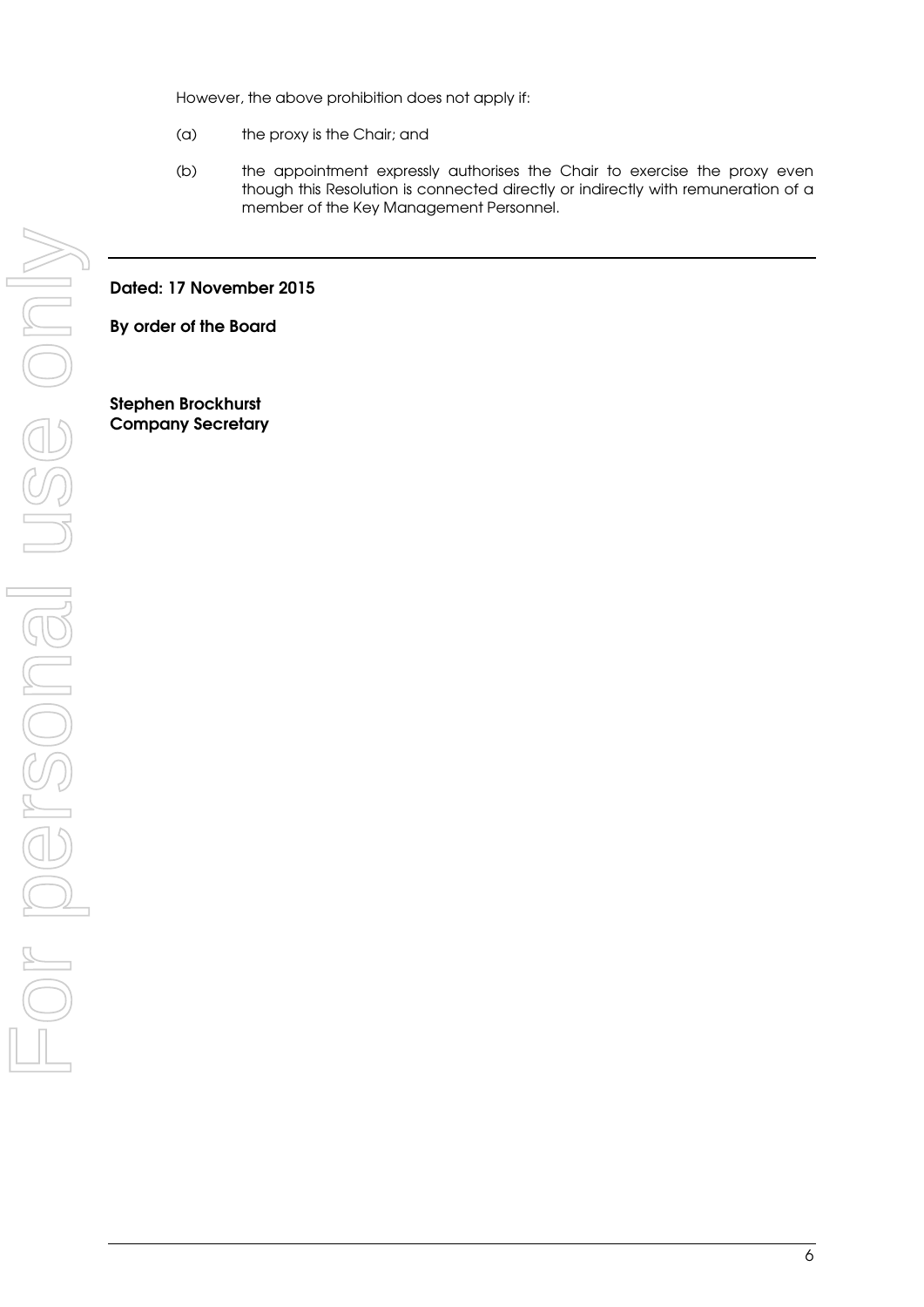However, the above prohibition does not apply if:

(a) the proxy is the Chair; and

(b) the appointment expressly authorises the Chair to exercise the proxy even though this Resolution is connected directly or indirectly with remuneration of a member of the Key Management Personnel.

---

**Dated: 17 November 2015**

**By order of the Board**

**Stephen Brockhurst**
**Company Secretary**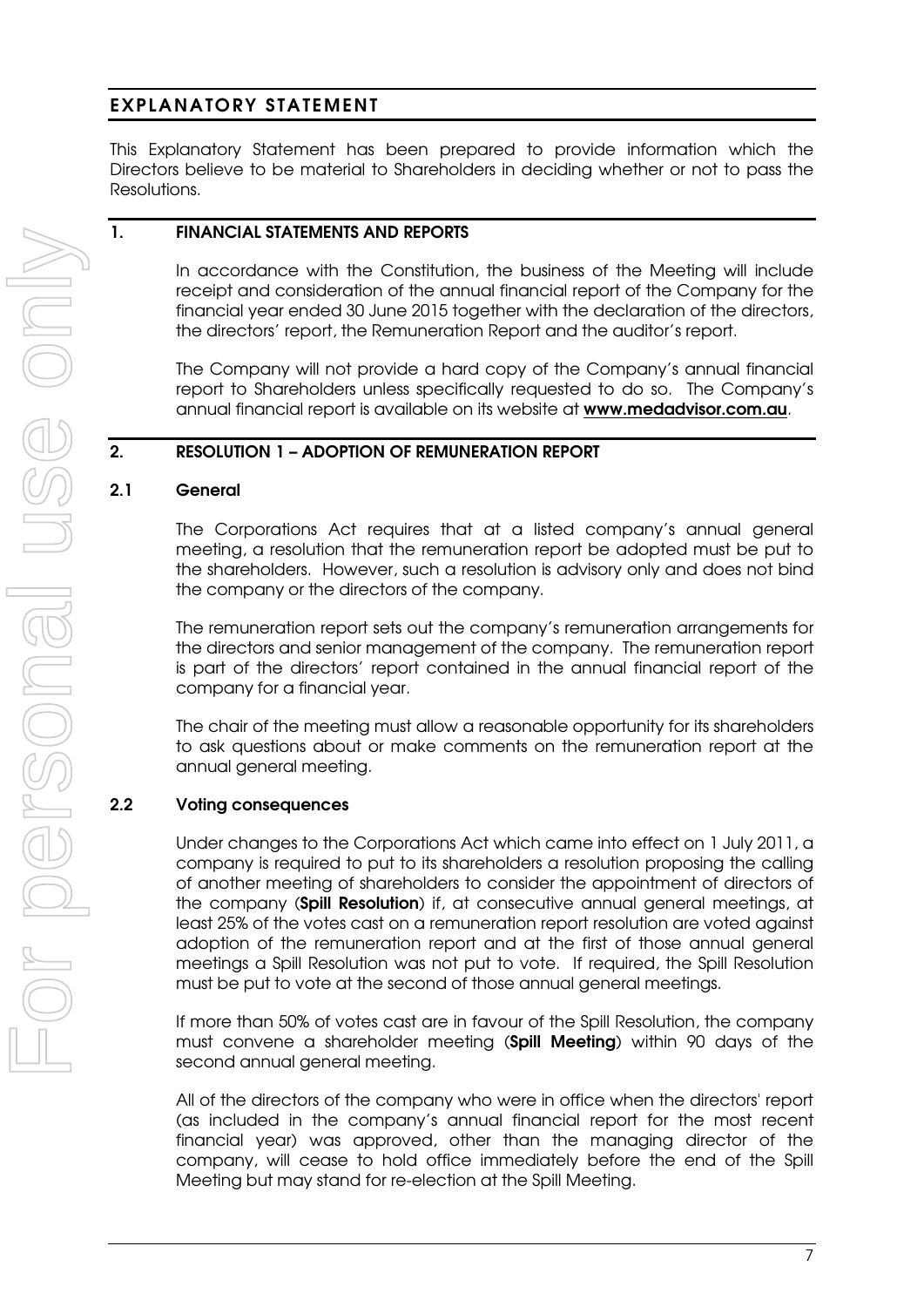# EXPLANATORY STATEMENT

This Explanatory Statement has been prepared to provide information which the Directors believe to be material to Shareholders in deciding whether or not to pass the Resolutions.

## 1. FINANCIAL STATEMENTS AND REPORTS

In accordance with the Constitution, the business of the Meeting will include receipt and consideration of the annual financial report of the Company for the financial year ended 30 June 2015 together with the declaration of the directors, the directors' report, the Remuneration Report and the auditor's report.

The Company will not provide a hard copy of the Company's annual financial report to Shareholders unless specifically requested to do so. The Company's annual financial report is available on its website at **www.medadvisor.com.au**.

## 2. RESOLUTION 1 – ADOPTION OF REMUNERATION REPORT

### 2.1 General

The Corporations Act requires that at a listed company's annual general meeting, a resolution that the remuneration report be adopted must be put to the shareholders. However, such a resolution is advisory only and does not bind the company or the directors of the company.

The remuneration report sets out the company's remuneration arrangements for the directors and senior management of the company. The remuneration report is part of the directors' report contained in the annual financial report of the company for a financial year.

The chair of the meeting must allow a reasonable opportunity for its shareholders to ask questions about or make comments on the remuneration report at the annual general meeting.

### 2.2 Voting consequences

Under changes to the Corporations Act which came into effect on 1 July 2011, a company is required to put to its shareholders a resolution proposing the calling of another meeting of shareholders to consider the appointment of directors of the company (**Spill Resolution**) if, at consecutive annual general meetings, at least 25% of the votes cast on a remuneration report resolution are voted against adoption of the remuneration report and at the first of those annual general meetings a Spill Resolution was not put to vote. If required, the Spill Resolution must be put to vote at the second of those annual general meetings.

If more than 50% of votes cast are in favour of the Spill Resolution, the company must convene a shareholder meeting (**Spill Meeting**) within 90 days of the second annual general meeting.

All of the directors of the company who were in office when the directors' report (as included in the company's annual financial report for the most recent financial year) was approved, other than the managing director of the company, will cease to hold office immediately before the end of the Spill Meeting but may stand for re-election at the Spill Meeting.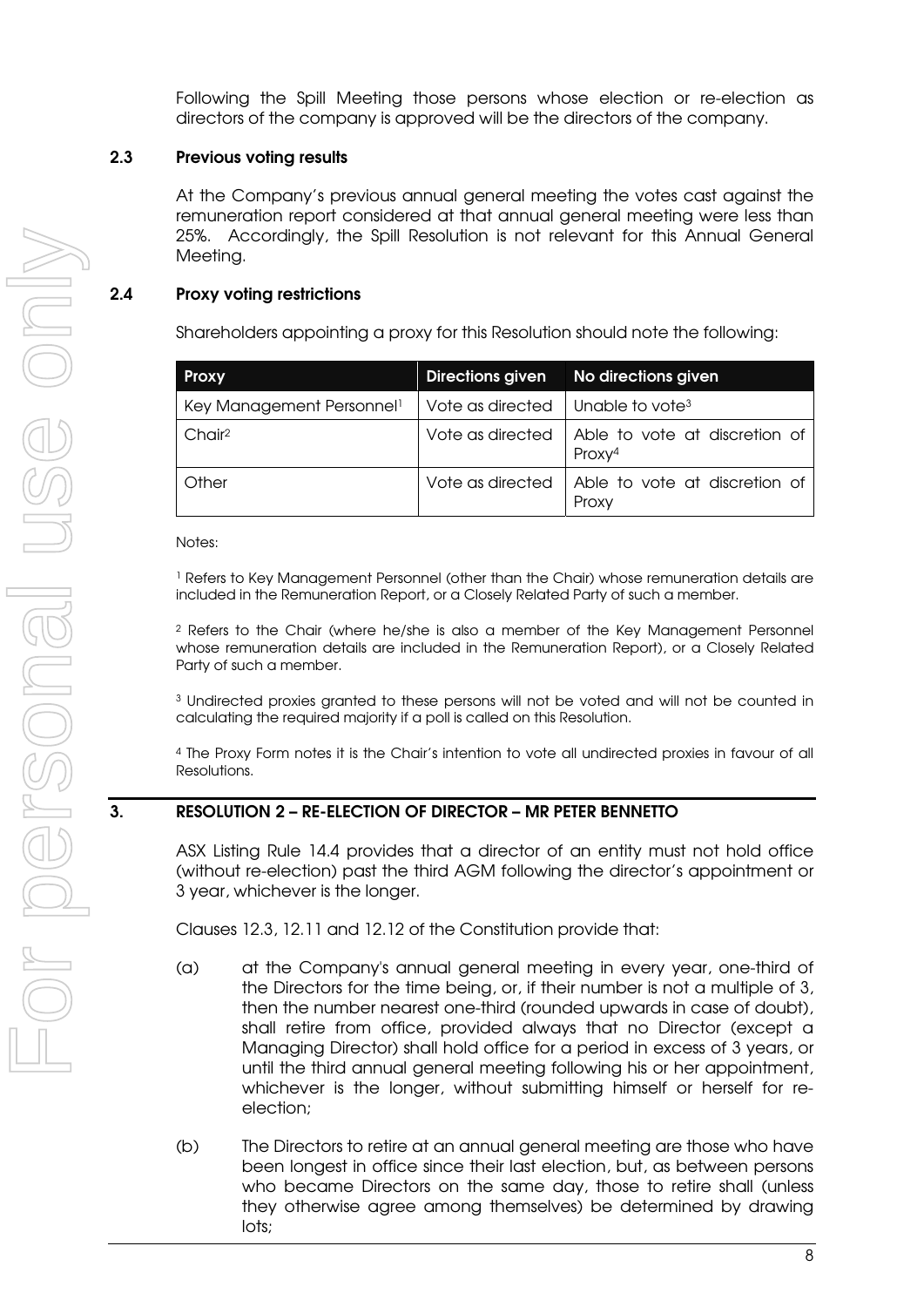Following the Spill Meeting those persons whose election or re-election as directors of the company is approved will be the directors of the company.

### 2.3 Previous voting results

At the Company's previous annual general meeting the votes cast against the remuneration report considered at that annual general meeting were less than 25%. Accordingly, the Spill Resolution is not relevant for this Annual General Meeting.

### 2.4 Proxy voting restrictions

Shareholders appointing a proxy for this Resolution should note the following:

| Proxy | Directions given | No directions given |
|---|---|---|
| Key Management Personnel[1] | Vote as directed | Unable to vote[3] |
| Chair[2] | Vote as directed | Able to vote at discretion of Proxy[4] |
| Other | Vote as directed | Able to vote at discretion of Proxy |

Notes:

[1] Refers to Key Management Personnel (other than the Chair) whose remuneration details are included in the Remuneration Report, or a Closely Related Party of such a member.

[2] Refers to the Chair (where he/she is also a member of the Key Management Personnel whose remuneration details are included in the Remuneration Report), or a Closely Related Party of such a member.

[3] Undirected proxies granted to these persons will not be voted and will not be counted in calculating the required majority if a poll is called on this Resolution.

[4] The Proxy Form notes it is the Chair's intention to vote all undirected proxies in favour of all Resolutions.

## 3. RESOLUTION 2 – RE-ELECTION OF DIRECTOR – MR PETER BENNETTO

ASX Listing Rule 14.4 provides that a director of an entity must not hold office (without re-election) past the third AGM following the director's appointment or 3 year, whichever is the longer.

Clauses 12.3, 12.11 and 12.12 of the Constitution provide that:

(a) at the Company's annual general meeting in every year, one-third of the Directors for the time being, or, if their number is not a multiple of 3, then the number nearest one-third (rounded upwards in case of doubt), shall retire from office, provided always that no Director (except a Managing Director) shall hold office for a period in excess of 3 years, or until the third annual general meeting following his or her appointment, whichever is the longer, without submitting himself or herself for re-election;

(b) The Directors to retire at an annual general meeting are those who have been longest in office since their last election, but, as between persons who became Directors on the same day, those to retire shall (unless they otherwise agree among themselves) be determined by drawing lots;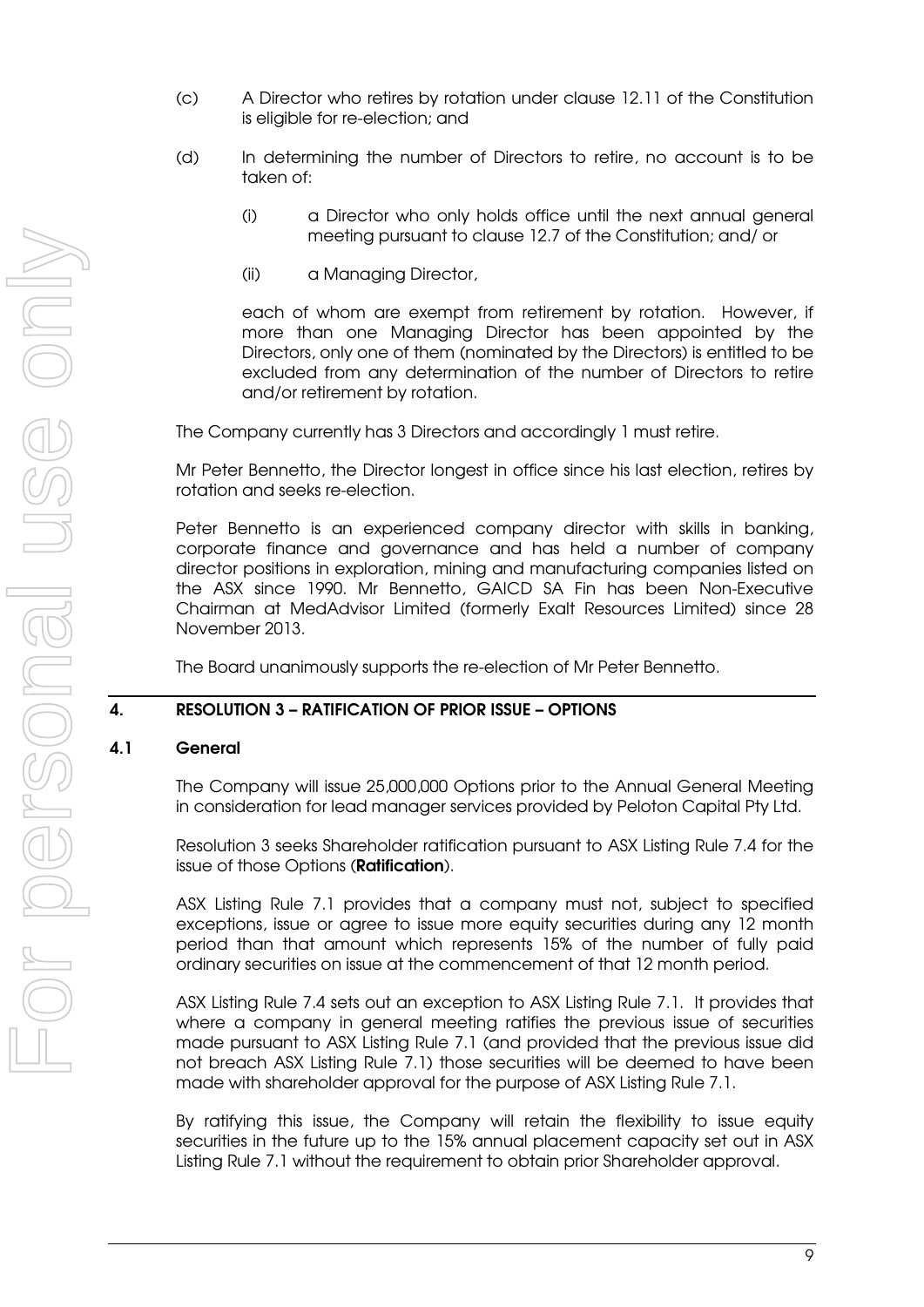(c) A Director who retires by rotation under clause 12.11 of the Constitution is eligible for re-election; and

(d) In determining the number of Directors to retire, no account is to be taken of:

  (i) a Director who only holds office until the next annual general meeting pursuant to clause 12.7 of the Constitution; and/ or

  (ii) a Managing Director,

  each of whom are exempt from retirement by rotation. However, if more than one Managing Director has been appointed by the Directors, only one of them (nominated by the Directors) is entitled to be excluded from any determination of the number of Directors to retire and/or retirement by rotation.

The Company currently has 3 Directors and accordingly 1 must retire.

Mr Peter Bennetto, the Director longest in office since his last election, retires by rotation and seeks re-election.

Peter Bennetto is an experienced company director with skills in banking, corporate finance and governance and has held a number of company director positions in exploration, mining and manufacturing companies listed on the ASX since 1990. Mr Bennetto, GAICD SA Fin has been Non-Executive Chairman at MedAdvisor Limited (formerly Exalt Resources Limited) since 28 November 2013.

The Board unanimously supports the re-election of Mr Peter Bennetto.

## 4. RESOLUTION 3 – RATIFICATION OF PRIOR ISSUE – OPTIONS

### 4.1 General

The Company will issue 25,000,000 Options prior to the Annual General Meeting in consideration for lead manager services provided by Peloton Capital Pty Ltd.

Resolution 3 seeks Shareholder ratification pursuant to ASX Listing Rule 7.4 for the issue of those Options (**Ratification**).

ASX Listing Rule 7.1 provides that a company must not, subject to specified exceptions, issue or agree to issue more equity securities during any 12 month period than that amount which represents 15% of the number of fully paid ordinary securities on issue at the commencement of that 12 month period.

ASX Listing Rule 7.4 sets out an exception to ASX Listing Rule 7.1. It provides that where a company in general meeting ratifies the previous issue of securities made pursuant to ASX Listing Rule 7.1 (and provided that the previous issue did not breach ASX Listing Rule 7.1) those securities will be deemed to have been made with shareholder approval for the purpose of ASX Listing Rule 7.1.

By ratifying this issue, the Company will retain the flexibility to issue equity securities in the future up to the 15% annual placement capacity set out in ASX Listing Rule 7.1 without the requirement to obtain prior Shareholder approval.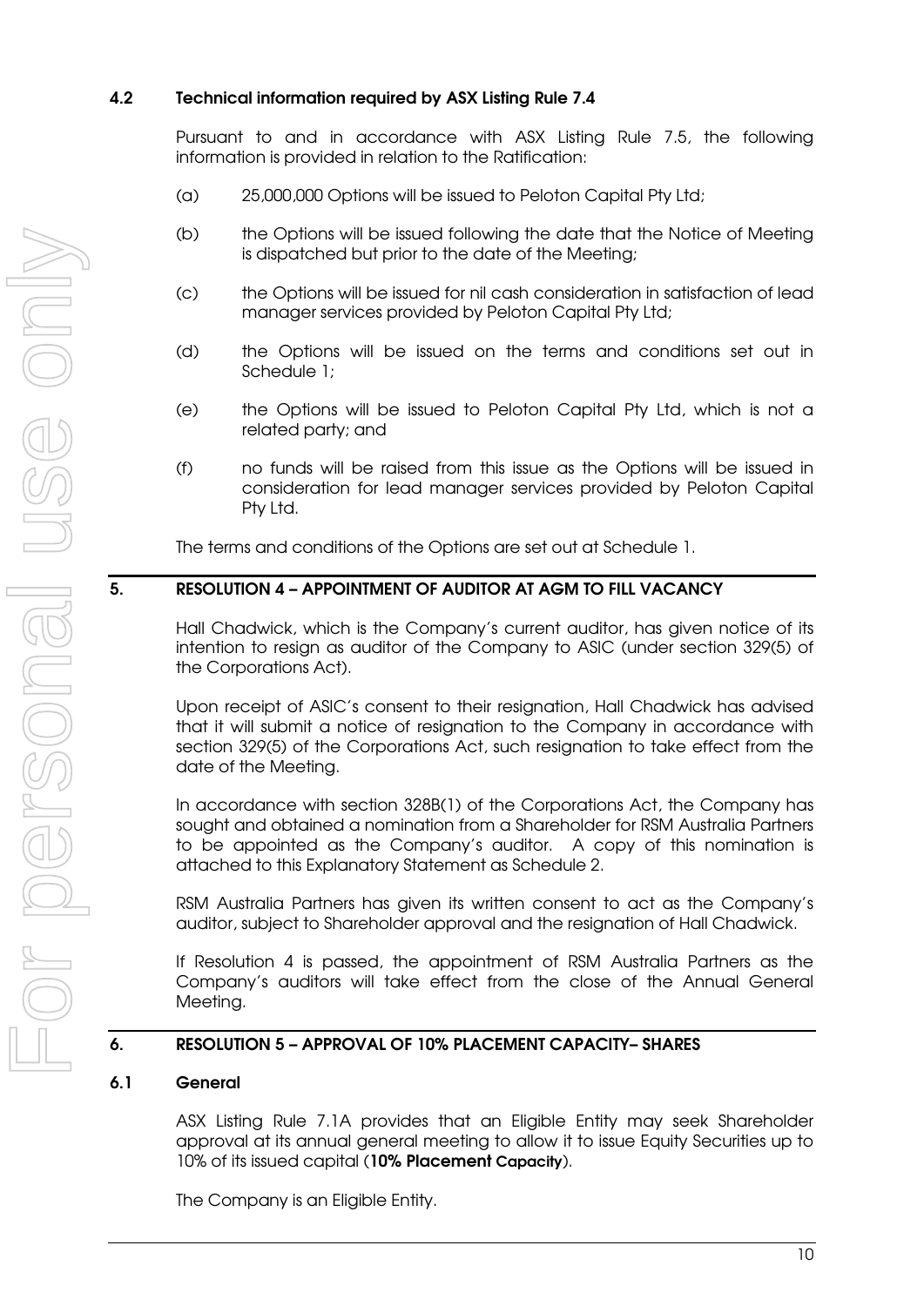### 4.2 Technical information required by ASX Listing Rule 7.4

Pursuant to and in accordance with ASX Listing Rule 7.5, the following information is provided in relation to the Ratification:

(a) 25,000,000 Options will be issued to Peloton Capital Pty Ltd;

(b) the Options will be issued following the date that the Notice of Meeting is dispatched but prior to the date of the Meeting;

(c) the Options will be issued for nil cash consideration in satisfaction of lead manager services provided by Peloton Capital Pty Ltd;

(d) the Options will be issued on the terms and conditions set out in Schedule 1;

(e) the Options will be issued to Peloton Capital Pty Ltd, which is not a related party; and

(f) no funds will be raised from this issue as the Options will be issued in consideration for lead manager services provided by Peloton Capital Pty Ltd.

The terms and conditions of the Options are set out at Schedule 1.

## 5. RESOLUTION 4 – APPOINTMENT OF AUDITOR AT AGM TO FILL VACANCY

Hall Chadwick, which is the Company's current auditor, has given notice of its intention to resign as auditor of the Company to ASIC (under section 329(5) of the Corporations Act).

Upon receipt of ASIC's consent to their resignation, Hall Chadwick has advised that it will submit a notice of resignation to the Company in accordance with section 329(5) of the Corporations Act, such resignation to take effect from the date of the Meeting.

In accordance with section 328B(1) of the Corporations Act, the Company has sought and obtained a nomination from a Shareholder for RSM Australia Partners to be appointed as the Company's auditor. A copy of this nomination is attached to this Explanatory Statement as Schedule 2.

RSM Australia Partners has given its written consent to act as the Company's auditor, subject to Shareholder approval and the resignation of Hall Chadwick.

If Resolution 4 is passed, the appointment of RSM Australia Partners as the Company's auditors will take effect from the close of the Annual General Meeting.

## 6. RESOLUTION 5 – APPROVAL OF 10% PLACEMENT CAPACITY– SHARES

### 6.1 General

ASX Listing Rule 7.1A provides that an Eligible Entity may seek Shareholder approval at its annual general meeting to allow it to issue Equity Securities up to 10% of its issued capital (**10% Placement Capacity**).

The Company is an Eligible Entity.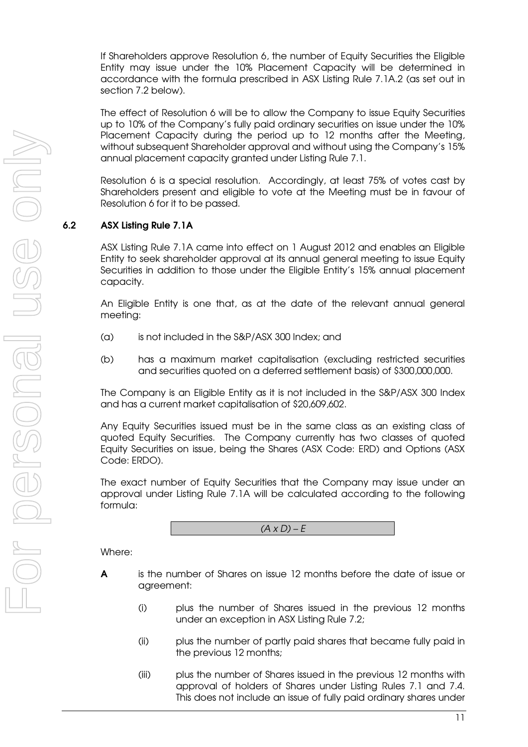If Shareholders approve Resolution 6, the number of Equity Securities the Eligible Entity may issue under the 10% Placement Capacity will be determined in accordance with the formula prescribed in ASX Listing Rule 7.1A.2 (as set out in section 7.2 below).

The effect of Resolution 6 will be to allow the Company to issue Equity Securities up to 10% of the Company's fully paid ordinary securities on issue under the 10% Placement Capacity during the period up to 12 months after the Meeting, without subsequent Shareholder approval and without using the Company's 15% annual placement capacity granted under Listing Rule 7.1.

Resolution 6 is a special resolution. Accordingly, at least 75% of votes cast by Shareholders present and eligible to vote at the Meeting must be in favour of Resolution 6 for it to be passed.

## 6.2 ASX Listing Rule 7.1A

ASX Listing Rule 7.1A came into effect on 1 August 2012 and enables an Eligible Entity to seek shareholder approval at its annual general meeting to issue Equity Securities in addition to those under the Eligible Entity's 15% annual placement capacity.

An Eligible Entity is one that, as at the date of the relevant annual general meeting:

(a) is not included in the S&P/ASX 300 Index; and

(b) has a maximum market capitalisation (excluding restricted securities and securities quoted on a deferred settlement basis) of $300,000,000.

The Company is an Eligible Entity as it is not included in the S&P/ASX 300 Index and has a current market capitalisation of $20,609,602.

Any Equity Securities issued must be in the same class as an existing class of quoted Equity Securities. The Company currently has two classes of quoted Equity Securities on issue, being the Shares (ASX Code: ERD) and Options (ASX Code: ERDO).

The exact number of Equity Securities that the Company may issue under an approval under Listing Rule 7.1A will be calculated according to the following formula:

$$(A \times D) - E$$

Where:

**A** is the number of Shares on issue 12 months before the date of issue or agreement:

(i) plus the number of Shares issued in the previous 12 months under an exception in ASX Listing Rule 7.2;

(ii) plus the number of partly paid shares that became fully paid in the previous 12 months;

(iii) plus the number of Shares issued in the previous 12 months with approval of holders of Shares under Listing Rules 7.1 and 7.4. This does not include an issue of fully paid ordinary shares under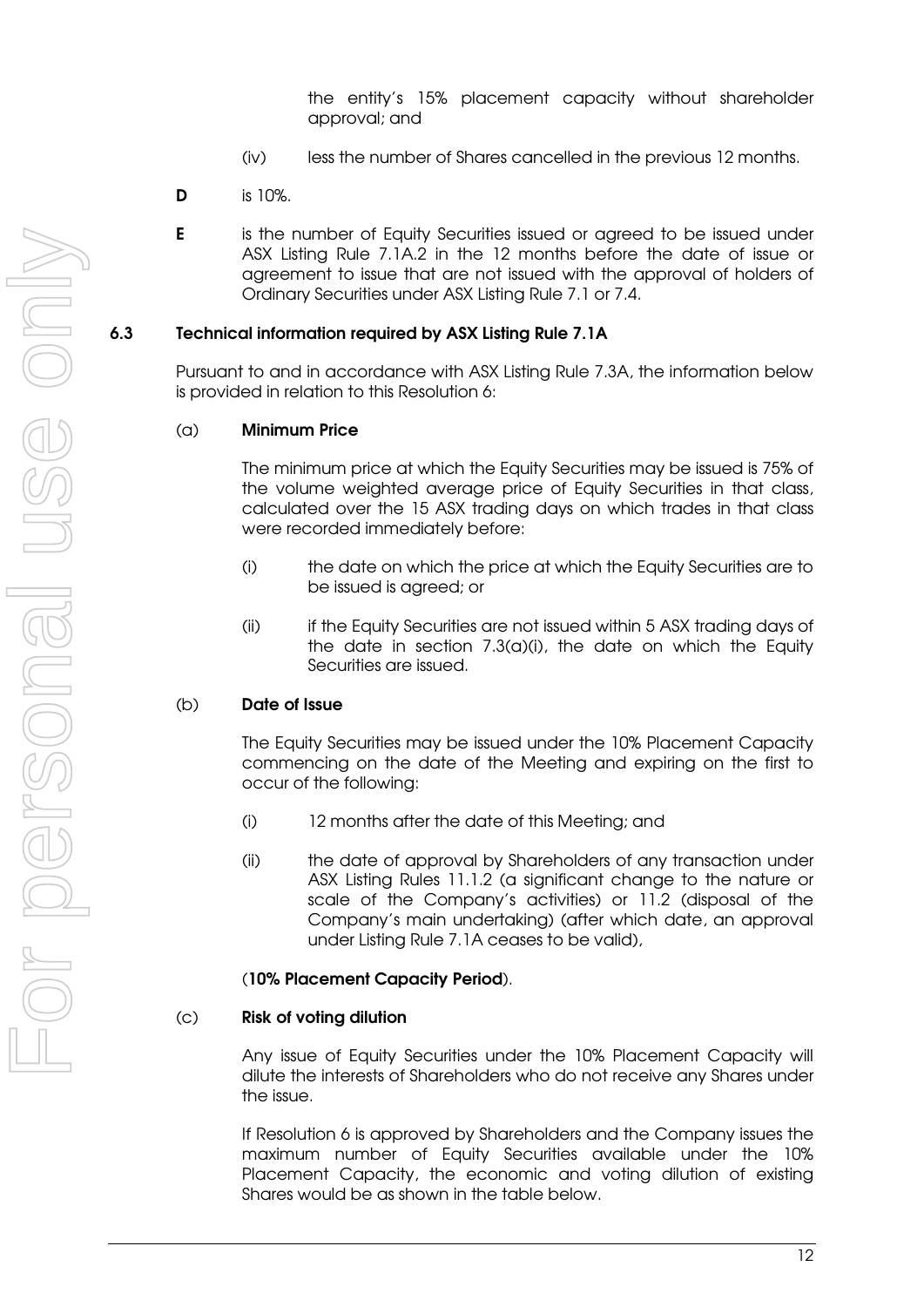the entity's 15% placement capacity without shareholder approval; and

(iv) less the number of Shares cancelled in the previous 12 months.

**D** is 10%.

**E** is the number of Equity Securities issued or agreed to be issued under ASX Listing Rule 7.1A.2 in the 12 months before the date of issue or agreement to issue that are not issued with the approval of holders of Ordinary Securities under ASX Listing Rule 7.1 or 7.4.

### 6.3 Technical information required by ASX Listing Rule 7.1A

Pursuant to and in accordance with ASX Listing Rule 7.3A, the information below is provided in relation to this Resolution 6:

(a) **Minimum Price**

The minimum price at which the Equity Securities may be issued is 75% of the volume weighted average price of Equity Securities in that class, calculated over the 15 ASX trading days on which trades in that class were recorded immediately before:

(i) the date on which the price at which the Equity Securities are to be issued is agreed; or

(ii) if the Equity Securities are not issued within 5 ASX trading days of the date in section 7.3(a)(i), the date on which the Equity Securities are issued.

(b) **Date of Issue**

The Equity Securities may be issued under the 10% Placement Capacity commencing on the date of the Meeting and expiring on the first to occur of the following:

(i) 12 months after the date of this Meeting; and

(ii) the date of approval by Shareholders of any transaction under ASX Listing Rules 11.1.2 (a significant change to the nature or scale of the Company's activities) or 11.2 (disposal of the Company's main undertaking) (after which date, an approval under Listing Rule 7.1A ceases to be valid),

(**10% Placement Capacity Period**).

(c) **Risk of voting dilution**

Any issue of Equity Securities under the 10% Placement Capacity will dilute the interests of Shareholders who do not receive any Shares under the issue.

If Resolution 6 is approved by Shareholders and the Company issues the maximum number of Equity Securities available under the 10% Placement Capacity, the economic and voting dilution of existing Shares would be as shown in the table below.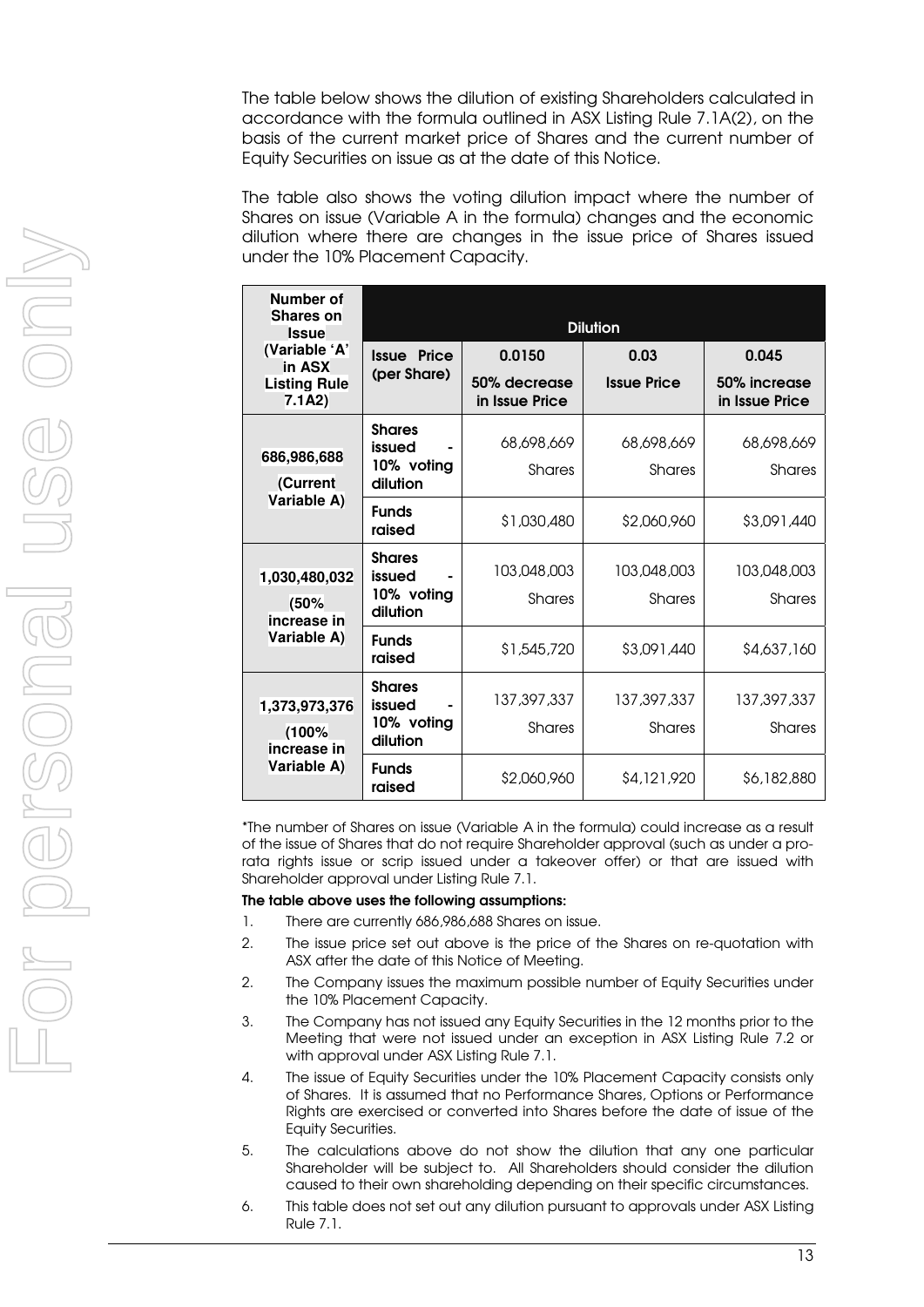The table below shows the dilution of existing Shareholders calculated in accordance with the formula outlined in ASX Listing Rule 7.1A(2), on the basis of the current market price of Shares and the current number of Equity Securities on issue as at the date of this Notice.

The table also shows the voting dilution impact where the number of Shares on issue (Variable A in the formula) changes and the economic dilution where there are changes in the issue price of Shares issued under the 10% Placement Capacity.

| Number of Shares on Issue (Variable 'A' in ASX Listing Rule 7.1A2) | Dilution | | | |
|---|---|---|---|---|
| | Issue Price (per Share) | 0.0150<br>50% decrease in Issue Price | 0.03<br>Issue Price | 0.045<br>50% increase in Issue Price |
| 686,986,688 (Current Variable A) | Shares issued - 10% voting dilution | 68,698,669 Shares | 68,698,669 Shares | 68,698,669 Shares |
| | Funds raised | $1,030,480 | $2,060,960 | $3,091,440 |
| 1,030,480,032 (50% increase in Variable A) | Shares issued - 10% voting dilution | 103,048,003 Shares | 103,048,003 Shares | 103,048,003 Shares |
| | Funds raised | $1,545,720 | $3,091,440 | $4,637,160 |
| 1,373,973,376 (100% increase in Variable A) | Shares issued - 10% voting dilution | 137,397,337 Shares | 137,397,337 Shares | 137,397,337 Shares |
| | Funds raised | $2,060,960 | $4,121,920 | $6,182,880 |

*The number of Shares on issue (Variable A in the formula) could increase as a result of the issue of Shares that do not require Shareholder approval (such as under a pro-rata rights issue or scrip issued under a takeover offer) or that are issued with Shareholder approval under Listing Rule 7.1.

**The table above uses the following assumptions:**

1. There are currently 686,986,688 Shares on issue.
2. The issue price set out above is the price of the Shares on re-quotation with ASX after the date of this Notice of Meeting.
2. The Company issues the maximum possible number of Equity Securities under the 10% Placement Capacity.
3. The Company has not issued any Equity Securities in the 12 months prior to the Meeting that were not issued under an exception in ASX Listing Rule 7.2 or with approval under ASX Listing Rule 7.1.
4. The issue of Equity Securities under the 10% Placement Capacity consists only of Shares. It is assumed that no Performance Shares, Options or Performance Rights are exercised or converted into Shares before the date of issue of the Equity Securities.
5. The calculations above do not show the dilution that any one particular Shareholder will be subject to. All Shareholders should consider the dilution caused to their own shareholding depending on their specific circumstances.
6. This table does not set out any dilution pursuant to approvals under ASX Listing Rule 7.1.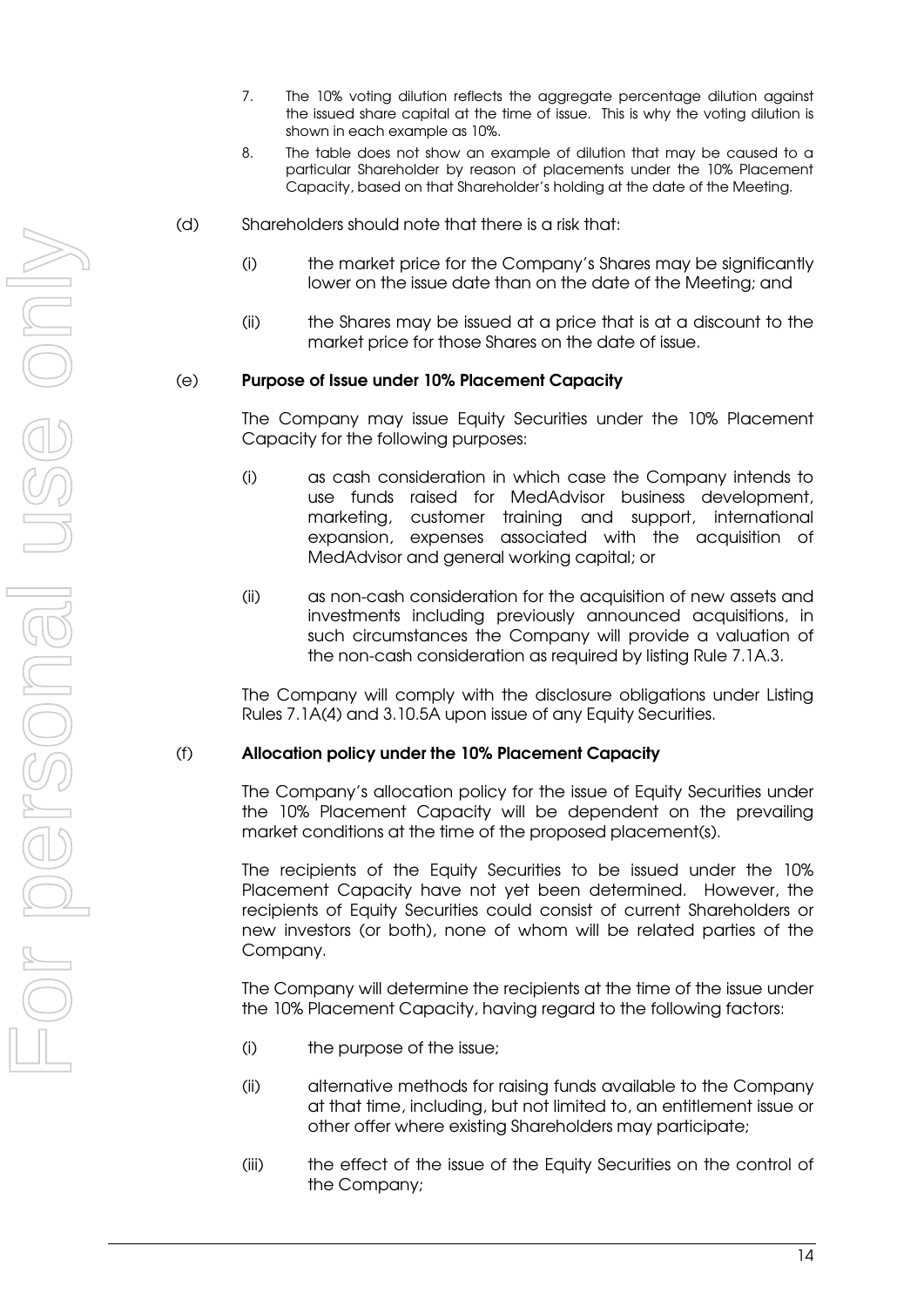7. The 10% voting dilution reflects the aggregate percentage dilution against the issued share capital at the time of issue. This is why the voting dilution is shown in each example as 10%.
8. The table does not show an example of dilution that may be caused to a particular Shareholder by reason of placements under the 10% Placement Capacity, based on that Shareholder's holding at the date of the Meeting.

(d) Shareholders should note that there is a risk that:

(i) the market price for the Company's Shares may be significantly lower on the issue date than on the date of the Meeting; and

(ii) the Shares may be issued at a price that is at a discount to the market price for those Shares on the date of issue.

(e) **Purpose of Issue under 10% Placement Capacity**

The Company may issue Equity Securities under the 10% Placement Capacity for the following purposes:

(i) as cash consideration in which case the Company intends to use funds raised for MedAdvisor business development, marketing, customer training and support, international expansion, expenses associated with the acquisition of MedAdvisor and general working capital; or

(ii) as non-cash consideration for the acquisition of new assets and investments including previously announced acquisitions, in such circumstances the Company will provide a valuation of the non-cash consideration as required by listing Rule 7.1A.3.

The Company will comply with the disclosure obligations under Listing Rules 7.1A(4) and 3.10.5A upon issue of any Equity Securities.

(f) **Allocation policy under the 10% Placement Capacity**

The Company's allocation policy for the issue of Equity Securities under the 10% Placement Capacity will be dependent on the prevailing market conditions at the time of the proposed placement(s).

The recipients of the Equity Securities to be issued under the 10% Placement Capacity have not yet been determined. However, the recipients of Equity Securities could consist of current Shareholders or new investors (or both), none of whom will be related parties of the Company.

The Company will determine the recipients at the time of the issue under the 10% Placement Capacity, having regard to the following factors:

(i) the purpose of the issue;

(ii) alternative methods for raising funds available to the Company at that time, including, but not limited to, an entitlement issue or other offer where existing Shareholders may participate;

(iii) the effect of the issue of the Equity Securities on the control of the Company;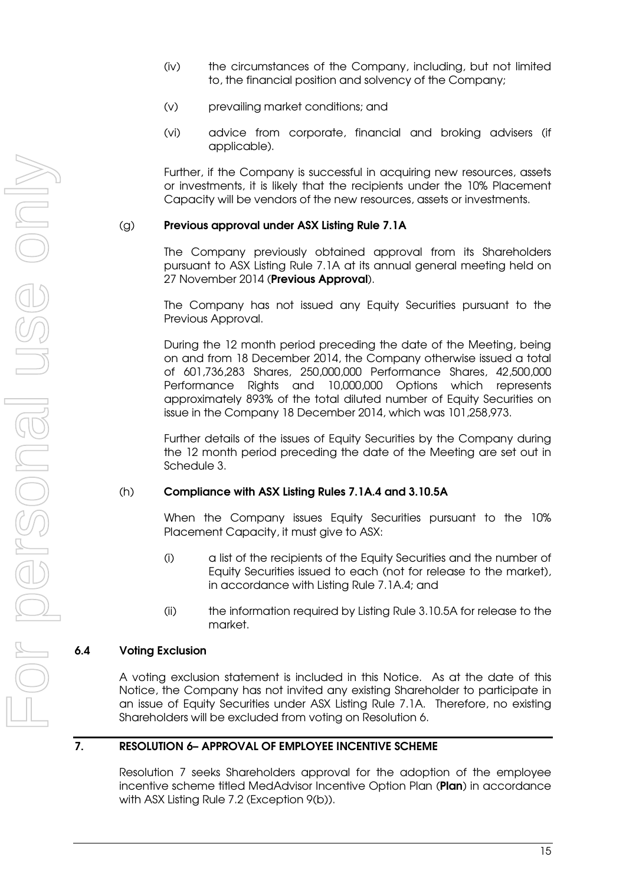(iv) the circumstances of the Company, including, but not limited to, the financial position and solvency of the Company;

(v) prevailing market conditions; and

(vi) advice from corporate, financial and broking advisers (if applicable).

Further, if the Company is successful in acquiring new resources, assets or investments, it is likely that the recipients under the 10% Placement Capacity will be vendors of the new resources, assets or investments.

(g) **Previous approval under ASX Listing Rule 7.1A**

The Company previously obtained approval from its Shareholders pursuant to ASX Listing Rule 7.1A at its annual general meeting held on 27 November 2014 (**Previous Approval**).

The Company has not issued any Equity Securities pursuant to the Previous Approval.

During the 12 month period preceding the date of the Meeting, being on and from 18 December 2014, the Company otherwise issued a total of 601,736,283 Shares, 250,000,000 Performance Shares, 42,500,000 Performance Rights and 10,000,000 Options which represents approximately 893% of the total diluted number of Equity Securities on issue in the Company 18 December 2014, which was 101,258,973.

Further details of the issues of Equity Securities by the Company during the 12 month period preceding the date of the Meeting are set out in Schedule 3.

(h) **Compliance with ASX Listing Rules 7.1A.4 and 3.10.5A**

When the Company issues Equity Securities pursuant to the 10% Placement Capacity, it must give to ASX:

(i) a list of the recipients of the Equity Securities and the number of Equity Securities issued to each (not for release to the market), in accordance with Listing Rule 7.1A.4; and

(ii) the information required by Listing Rule 3.10.5A for release to the market.

### 6.4 Voting Exclusion

A voting exclusion statement is included in this Notice. As at the date of this Notice, the Company has not invited any existing Shareholder to participate in an issue of Equity Securities under ASX Listing Rule 7.1A. Therefore, no existing Shareholders will be excluded from voting on Resolution 6.

## 7. RESOLUTION 6– APPROVAL OF EMPLOYEE INCENTIVE SCHEME

Resolution 7 seeks Shareholders approval for the adoption of the employee incentive scheme titled MedAdvisor Incentive Option Plan (**Plan**) in accordance with ASX Listing Rule 7.2 (Exception 9(b)).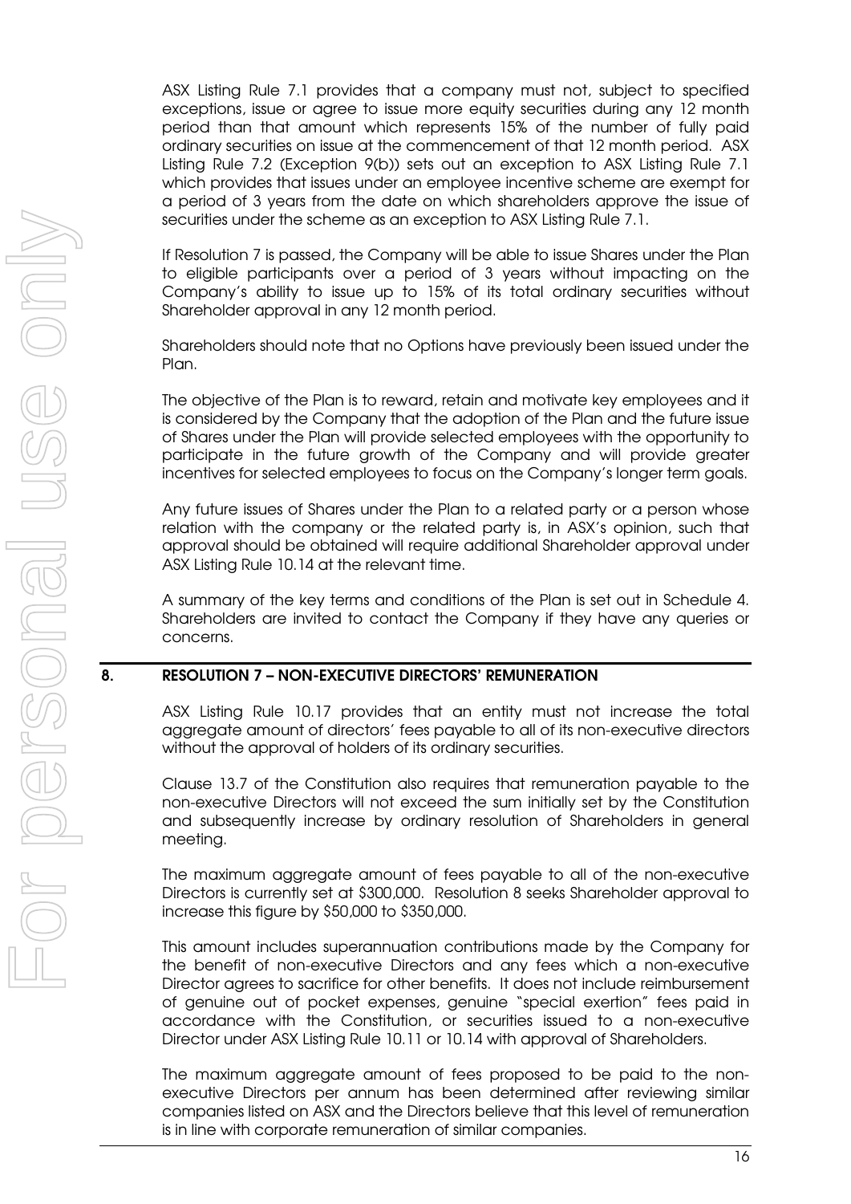ASX Listing Rule 7.1 provides that a company must not, subject to specified exceptions, issue or agree to issue more equity securities during any 12 month period than that amount which represents 15% of the number of fully paid ordinary securities on issue at the commencement of that 12 month period. ASX Listing Rule 7.2 (Exception 9(b)) sets out an exception to ASX Listing Rule 7.1 which provides that issues under an employee incentive scheme are exempt for a period of 3 years from the date on which shareholders approve the issue of securities under the scheme as an exception to ASX Listing Rule 7.1.

If Resolution 7 is passed, the Company will be able to issue Shares under the Plan to eligible participants over a period of 3 years without impacting on the Company's ability to issue up to 15% of its total ordinary securities without Shareholder approval in any 12 month period.

Shareholders should note that no Options have previously been issued under the Plan.

The objective of the Plan is to reward, retain and motivate key employees and it is considered by the Company that the adoption of the Plan and the future issue of Shares under the Plan will provide selected employees with the opportunity to participate in the future growth of the Company and will provide greater incentives for selected employees to focus on the Company's longer term goals.

Any future issues of Shares under the Plan to a related party or a person whose relation with the company or the related party is, in ASX's opinion, such that approval should be obtained will require additional Shareholder approval under ASX Listing Rule 10.14 at the relevant time.

A summary of the key terms and conditions of the Plan is set out in Schedule 4. Shareholders are invited to contact the Company if they have any queries or concerns.

## 8. RESOLUTION 7 – NON-EXECUTIVE DIRECTORS' REMUNERATION

ASX Listing Rule 10.17 provides that an entity must not increase the total aggregate amount of directors' fees payable to all of its non-executive directors without the approval of holders of its ordinary securities.

Clause 13.7 of the Constitution also requires that remuneration payable to the non-executive Directors will not exceed the sum initially set by the Constitution and subsequently increase by ordinary resolution of Shareholders in general meeting.

The maximum aggregate amount of fees payable to all of the non-executive Directors is currently set at $300,000. Resolution 8 seeks Shareholder approval to increase this figure by $50,000 to $350,000.

This amount includes superannuation contributions made by the Company for the benefit of non-executive Directors and any fees which a non-executive Director agrees to sacrifice for other benefits. It does not include reimbursement of genuine out of pocket expenses, genuine "special exertion" fees paid in accordance with the Constitution, or securities issued to a non-executive Director under ASX Listing Rule 10.11 or 10.14 with approval of Shareholders.

The maximum aggregate amount of fees proposed to be paid to the non-executive Directors per annum has been determined after reviewing similar companies listed on ASX and the Directors believe that this level of remuneration is in line with corporate remuneration of similar companies.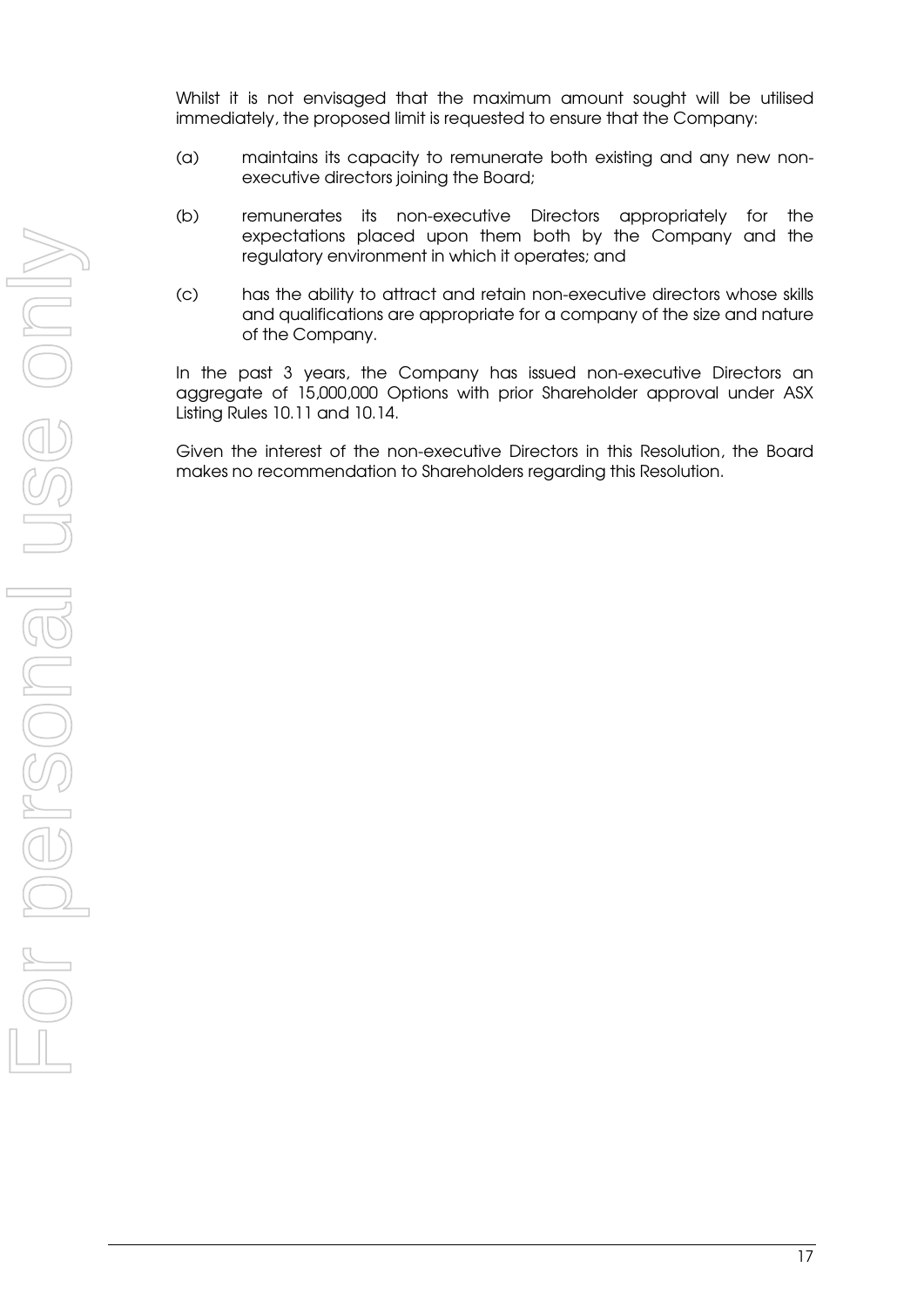Whilst it is not envisaged that the maximum amount sought will be utilised immediately, the proposed limit is requested to ensure that the Company:

(a) maintains its capacity to remunerate both existing and any new non-executive directors joining the Board;

(b) remunerates its non-executive Directors appropriately for the expectations placed upon them both by the Company and the regulatory environment in which it operates; and

(c) has the ability to attract and retain non-executive directors whose skills and qualifications are appropriate for a company of the size and nature of the Company.

In the past 3 years, the Company has issued non-executive Directors an aggregate of 15,000,000 Options with prior Shareholder approval under ASX Listing Rules 10.11 and 10.14.

Given the interest of the non-executive Directors in this Resolution, the Board makes no recommendation to Shareholders regarding this Resolution.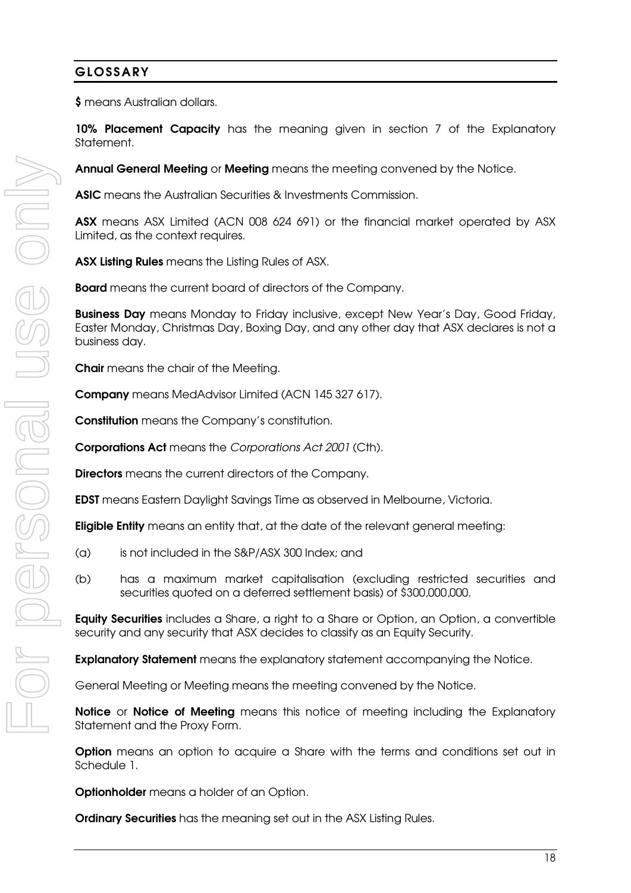## GLOSSARY

**$** means Australian dollars.

**10% Placement Capacity** has the meaning given in section 7 of the Explanatory Statement.

**Annual General Meeting** or **Meeting** means the meeting convened by the Notice.

**ASIC** means the Australian Securities & Investments Commission.

**ASX** means ASX Limited (ACN 008 624 691) or the financial market operated by ASX Limited, as the context requires.

**ASX Listing Rules** means the Listing Rules of ASX.

**Board** means the current board of directors of the Company.

**Business Day** means Monday to Friday inclusive, except New Year's Day, Good Friday, Easter Monday, Christmas Day, Boxing Day, and any other day that ASX declares is not a business day.

**Chair** means the chair of the Meeting.

**Company** means MedAdvisor Limited (ACN 145 327 617).

**Constitution** means the Company's constitution.

**Corporations Act** means the *Corporations Act 2001* (Cth).

**Directors** means the current directors of the Company.

**EDST** means Eastern Daylight Savings Time as observed in Melbourne, Victoria.

**Eligible Entity** means an entity that, at the date of the relevant general meeting:

(a) is not included in the S&P/ASX 300 Index; and

(b) has a maximum market capitalisation (excluding restricted securities and securities quoted on a deferred settlement basis) of $300,000,000.

**Equity Securities** includes a Share, a right to a Share or Option, an Option, a convertible security and any security that ASX decides to classify as an Equity Security.

**Explanatory Statement** means the explanatory statement accompanying the Notice.

General Meeting or Meeting means the meeting convened by the Notice.

**Notice** or **Notice of Meeting** means this notice of meeting including the Explanatory Statement and the Proxy Form.

**Option** means an option to acquire a Share with the terms and conditions set out in Schedule 1.

**Optionholder** means a holder of an Option.

**Ordinary Securities** has the meaning set out in the ASX Listing Rules.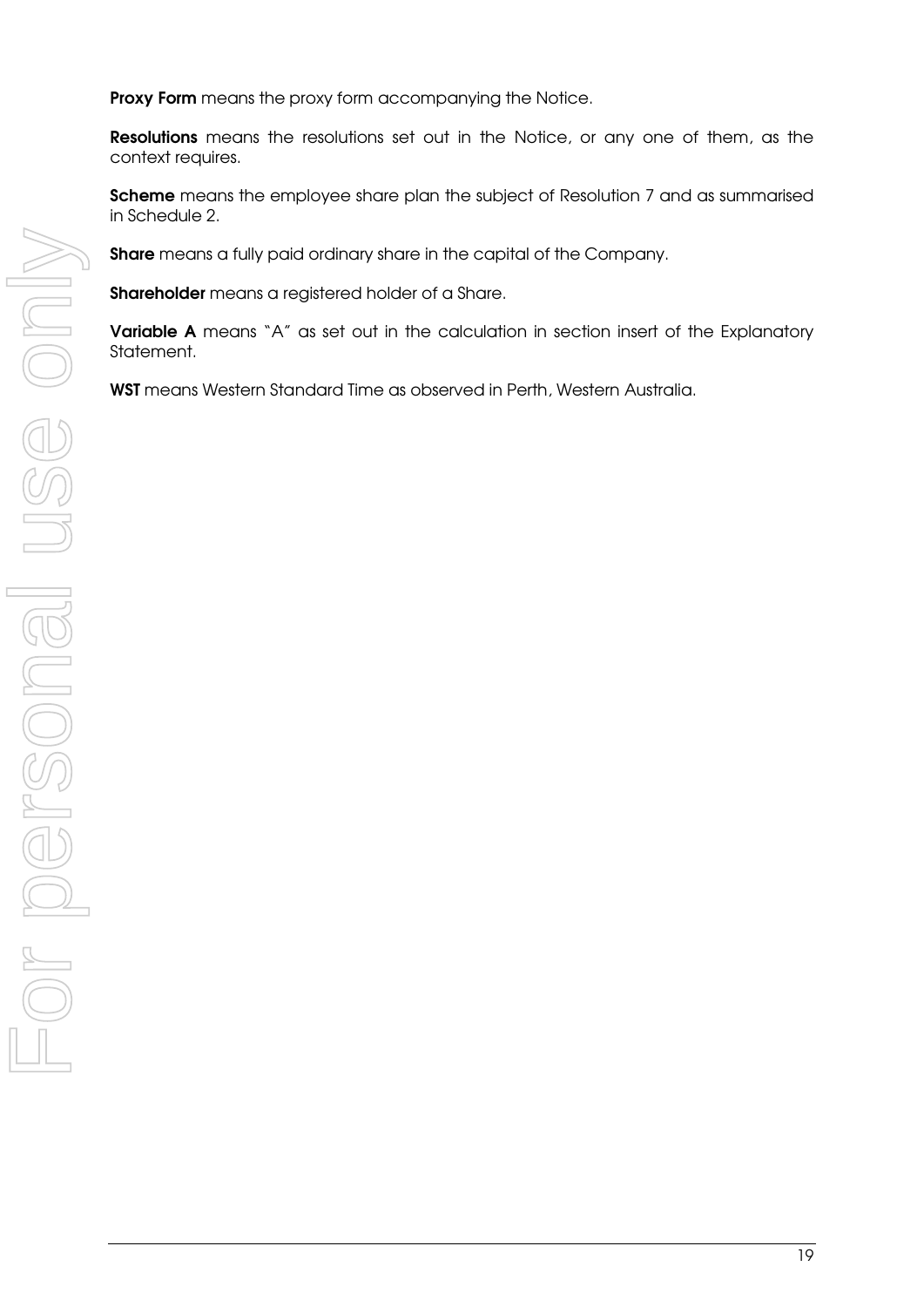**Proxy Form** means the proxy form accompanying the Notice.

**Resolutions** means the resolutions set out in the Notice, or any one of them, as the context requires.

**Scheme** means the employee share plan the subject of Resolution 7 and as summarised in Schedule 2.

**Share** means a fully paid ordinary share in the capital of the Company.

**Shareholder** means a registered holder of a Share.

**Variable A** means "A" as set out in the calculation in section insert of the Explanatory Statement.

**WST** means Western Standard Time as observed in Perth, Western Australia.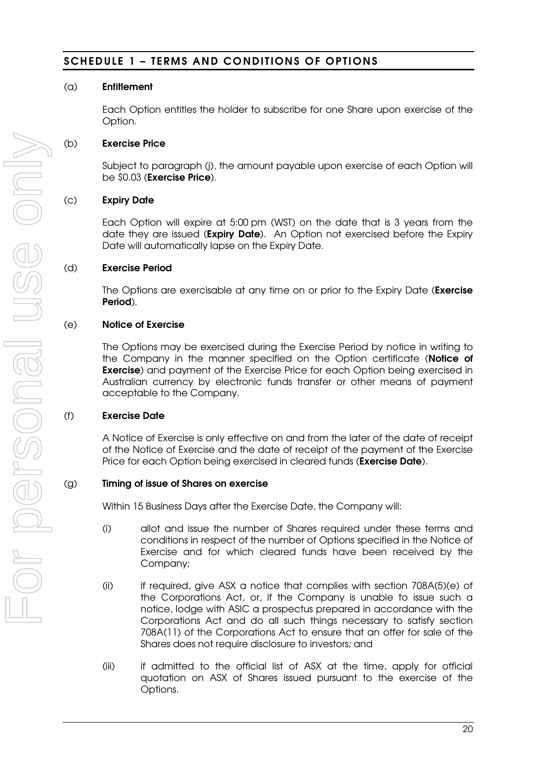## SCHEDULE 1 – TERMS AND CONDITIONS OF OPTIONS

(a) **Entitlement**

Each Option entitles the holder to subscribe for one Share upon exercise of the Option.

(b) **Exercise Price**

Subject to paragraph (j), the amount payable upon exercise of each Option will be $0.03 (**Exercise Price**).

(c) **Expiry Date**

Each Option will expire at 5:00 pm (WST) on the date that is 3 years from the date they are issued (**Expiry Date**). An Option not exercised before the Expiry Date will automatically lapse on the Expiry Date.

(d) **Exercise Period**

The Options are exercisable at any time on or prior to the Expiry Date (**Exercise Period**).

(e) **Notice of Exercise**

The Options may be exercised during the Exercise Period by notice in writing to the Company in the manner specified on the Option certificate (**Notice of Exercise**) and payment of the Exercise Price for each Option being exercised in Australian currency by electronic funds transfer or other means of payment acceptable to the Company.

(f) **Exercise Date**

A Notice of Exercise is only effective on and from the later of the date of receipt of the Notice of Exercise and the date of receipt of the payment of the Exercise Price for each Option being exercised in cleared funds (**Exercise Date**).

(g) **Timing of issue of Shares on exercise**

Within 15 Business Days after the Exercise Date, the Company will:

(i) allot and issue the number of Shares required under these terms and conditions in respect of the number of Options specified in the Notice of Exercise and for which cleared funds have been received by the Company;

(ii) if required, give ASX a notice that complies with section 708A(5)(e) of the Corporations Act, or, if the Company is unable to issue such a notice, lodge with ASIC a prospectus prepared in accordance with the Corporations Act and do all such things necessary to satisfy section 708A(11) of the Corporations Act to ensure that an offer for sale of the Shares does not require disclosure to investors; and

(iii) if admitted to the official list of ASX at the time, apply for official quotation on ASX of Shares issued pursuant to the exercise of the Options.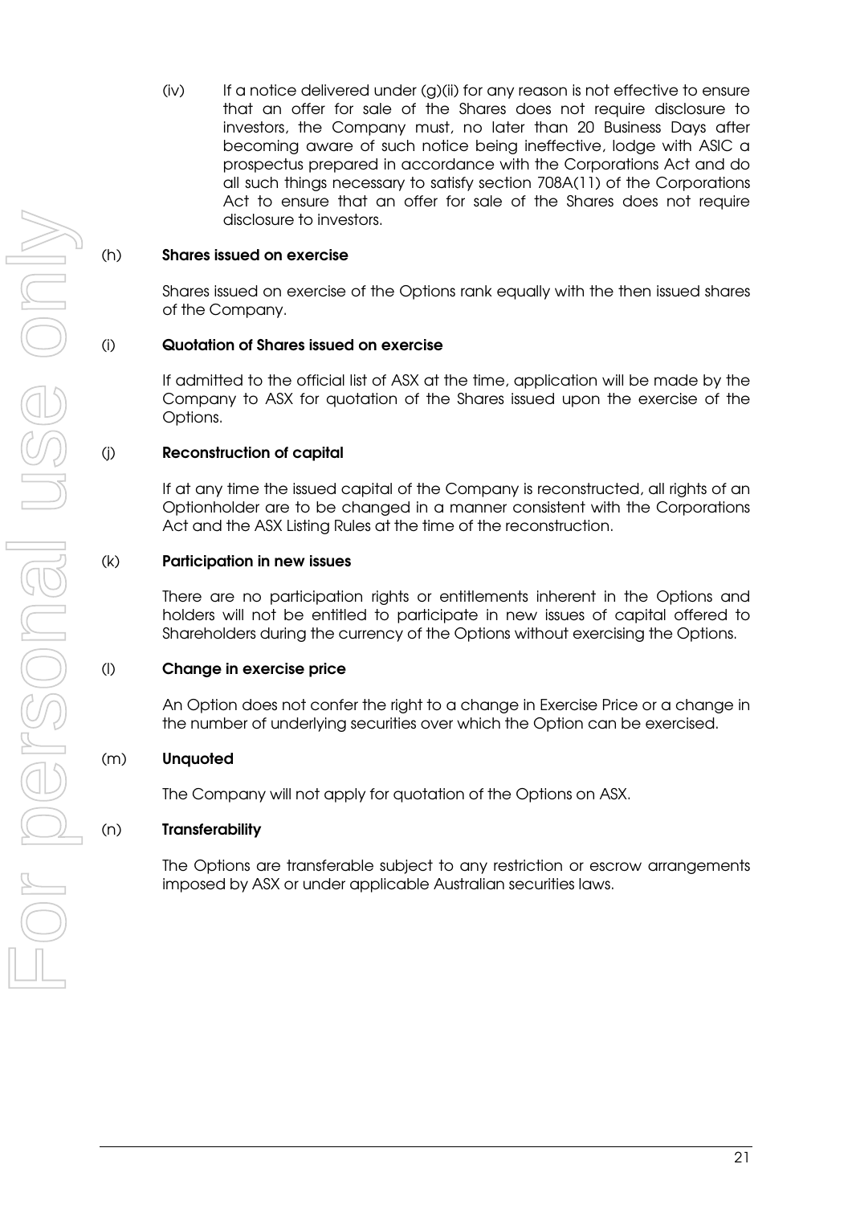(iv) If a notice delivered under (g)(ii) for any reason is not effective to ensure that an offer for sale of the Shares does not require disclosure to investors, the Company must, no later than 20 Business Days after becoming aware of such notice being ineffective, lodge with ASIC a prospectus prepared in accordance with the Corporations Act and do all such things necessary to satisfy section 708A(11) of the Corporations Act to ensure that an offer for sale of the Shares does not require disclosure to investors.

(h) **Shares issued on exercise**

Shares issued on exercise of the Options rank equally with the then issued shares of the Company.

(i) **Quotation of Shares issued on exercise**

If admitted to the official list of ASX at the time, application will be made by the Company to ASX for quotation of the Shares issued upon the exercise of the Options.

(j) **Reconstruction of capital**

If at any time the issued capital of the Company is reconstructed, all rights of an Optionholder are to be changed in a manner consistent with the Corporations Act and the ASX Listing Rules at the time of the reconstruction.

(k) **Participation in new issues**

There are no participation rights or entitlements inherent in the Options and holders will not be entitled to participate in new issues of capital offered to Shareholders during the currency of the Options without exercising the Options.

(l) **Change in exercise price**

An Option does not confer the right to a change in Exercise Price or a change in the number of underlying securities over which the Option can be exercised.

(m) **Unquoted**

The Company will not apply for quotation of the Options on ASX.

(n) **Transferability**

The Options are transferable subject to any restriction or escrow arrangements imposed by ASX or under applicable Australian securities laws.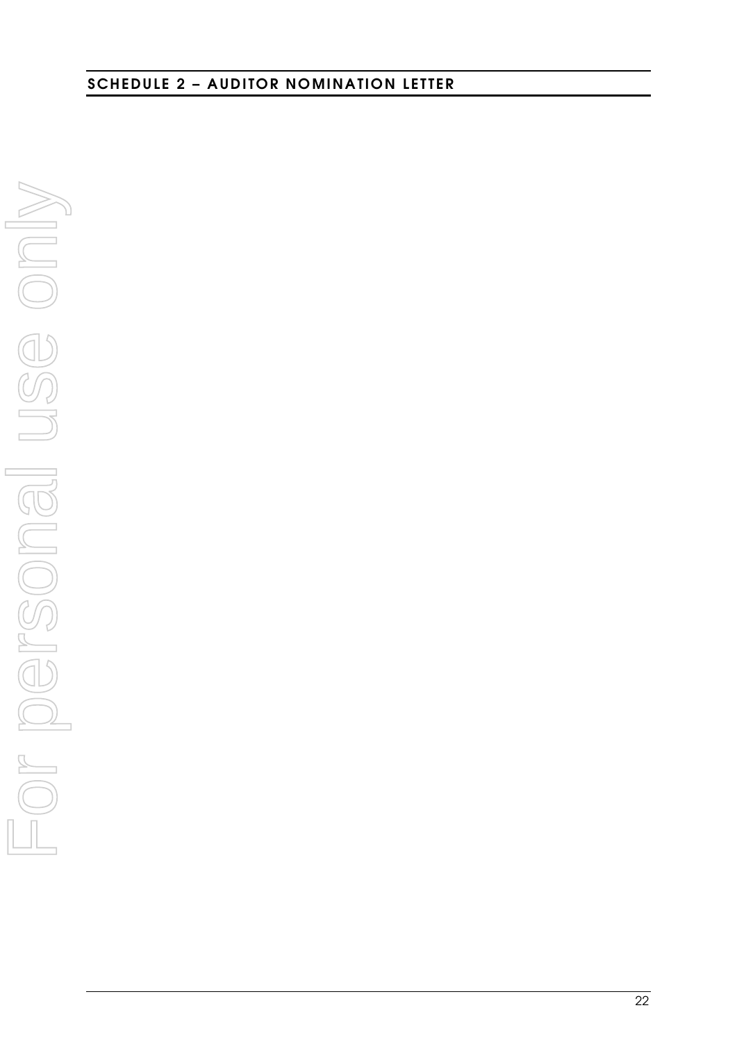## SCHEDULE 2 – AUDITOR NOMINATION LETTER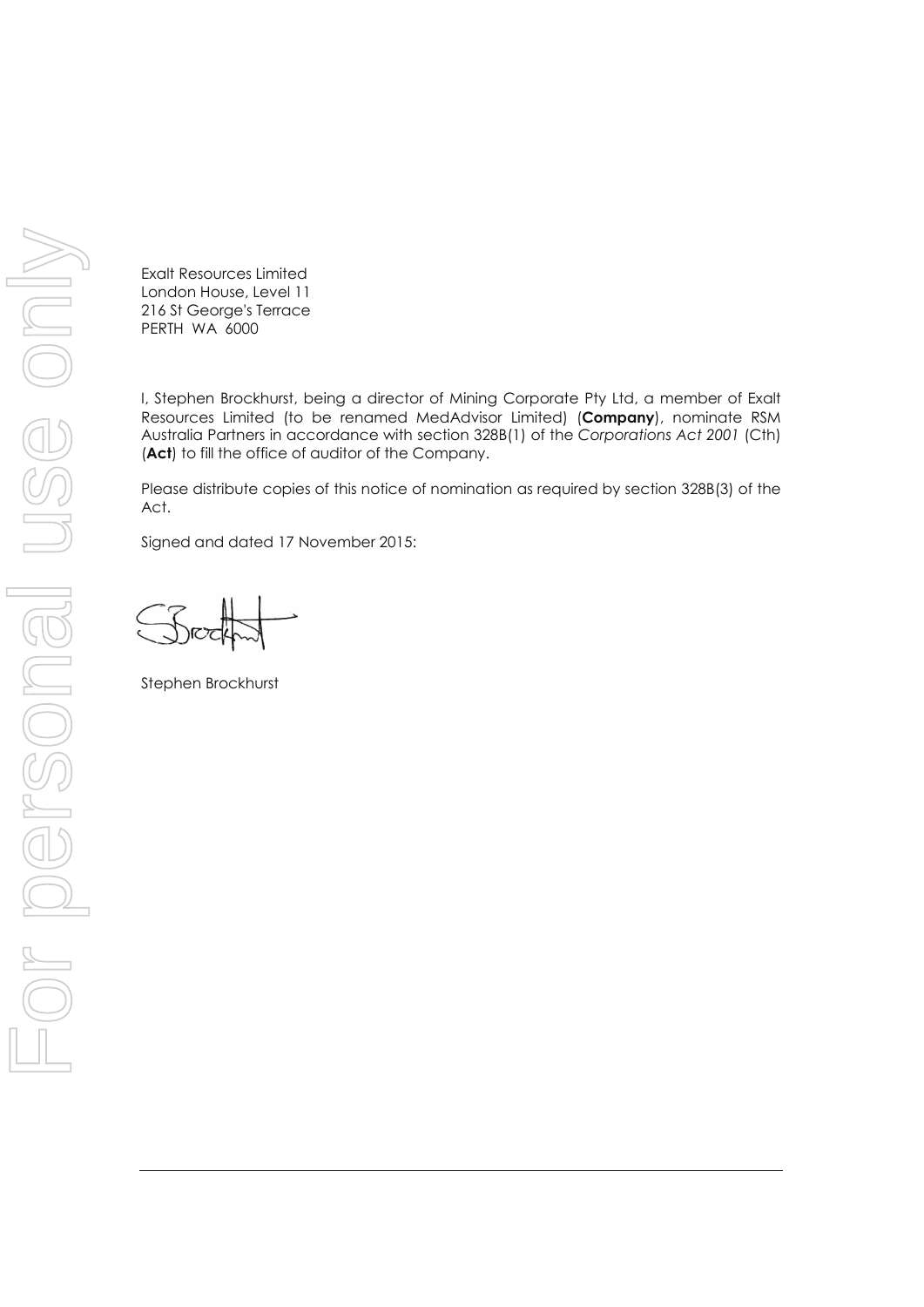Exalt Resources Limited
London House, Level 11
216 St George's Terrace
PERTH WA 6000

I, Stephen Brockhurst, being a director of Mining Corporate Pty Ltd, a member of Exalt Resources Limited (to be renamed MedAdvisor Limited) (**Company**), nominate RSM Australia Partners in accordance with section 328B(1) of the *Corporations Act 2001* (Cth) (**Act**) to fill the office of auditor of the Company.

Please distribute copies of this notice of nomination as required by section 328B(3) of the Act.

Signed and dated 17 November 2015:

Stephen Brockhurst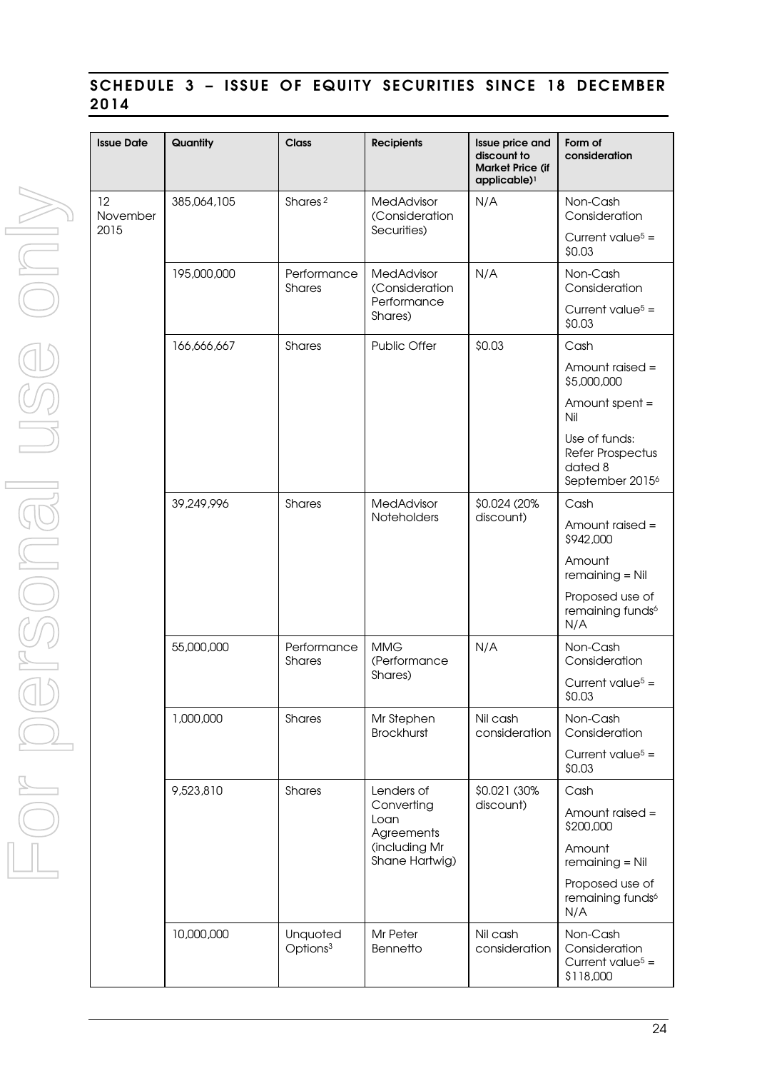## SCHEDULE 3 – ISSUE OF EQUITY SECURITIES SINCE 18 DECEMBER 2014

| Issue Date | Quantity | Class | Recipients | Issue price and discount to Market Price (if applicable)[1] | Form of consideration |
|---|---|---|---|---|---|
| 12 November 2015 | 385,064,105 | Shares[2] | MedAdvisor (Consideration Securities) | N/A | Non-Cash Consideration<br>Current value[5] = $0.03 |
| | 195,000,000 | Performance Shares | MedAdvisor (Consideration Performance Shares) | N/A | Non-Cash Consideration<br>Current value[5] = $0.03 |
| | 166,666,667 | Shares | Public Offer | $0.03 | Cash<br>Amount raised = $5,000,000<br>Amount spent = Nil<br>Use of funds: Refer Prospectus dated 8 September 2015[6] |
| | 39,249,996 | Shares | MedAdvisor Noteholders | $0.024 (20% discount) | Cash<br>Amount raised = $942,000<br>Amount remaining = Nil<br>Proposed use of remaining funds[6] N/A |
| | 55,000,000 | Performance Shares | MMG (Performance Shares) | N/A | Non-Cash Consideration<br>Current value[5] = $0.03 |
| | 1,000,000 | Shares | Mr Stephen Brockhurst | Nil cash consideration | Non-Cash Consideration<br>Current value[5] = $0.03 |
| | 9,523,810 | Shares | Lenders of Converting Loan Agreements (including Mr Shane Hartwig) | $0.021 (30% discount) | Cash<br>Amount raised = $200,000<br>Amount remaining = Nil<br>Proposed use of remaining funds[6] N/A |
| | 10,000,000 | Unquoted Options[3] | Mr Peter Bennetto | Nil cash consideration | Non-Cash Consideration<br>Current value[5] = $118,000 |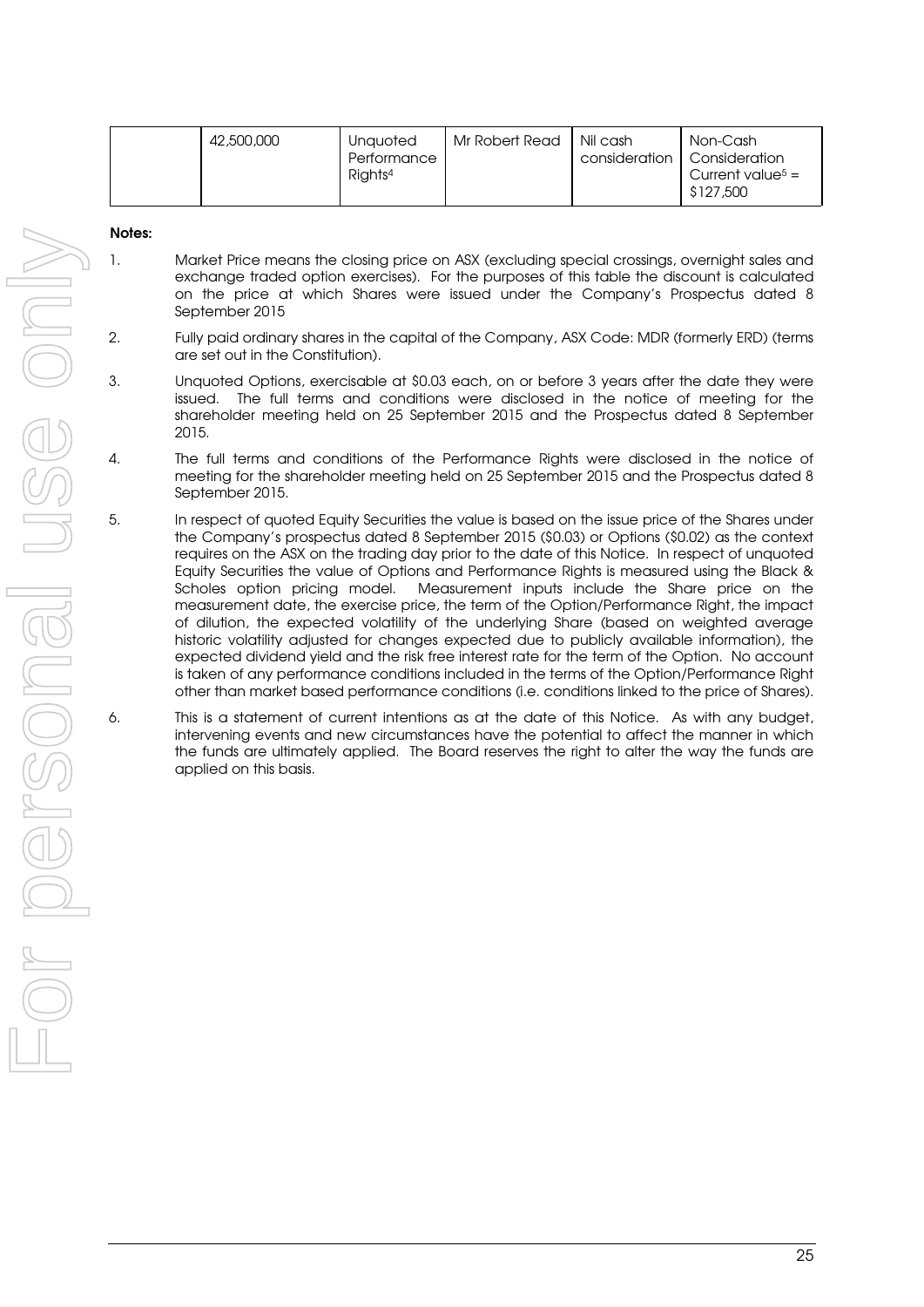| | 42,500,000 | Unquoted Performance Rights[4] | Mr Robert Read | Nil cash consideration | Non-Cash Consideration Current value[5] = $127,500 |
|---|---|---|---|---|---|

**Notes:**

1. Market Price means the closing price on ASX (excluding special crossings, overnight sales and exchange traded option exercises). For the purposes of this table the discount is calculated on the price at which Shares were issued under the Company's Prospectus dated 8 September 2015

2. Fully paid ordinary shares in the capital of the Company, ASX Code: MDR (formerly ERD) (terms are set out in the Constitution).

3. Unquoted Options, exercisable at $0.03 each, on or before 3 years after the date they were issued. The full terms and conditions were disclosed in the notice of meeting for the shareholder meeting held on 25 September 2015 and the Prospectus dated 8 September 2015.

4. The full terms and conditions of the Performance Rights were disclosed in the notice of meeting for the shareholder meeting held on 25 September 2015 and the Prospectus dated 8 September 2015.

5. In respect of quoted Equity Securities the value is based on the issue price of the Shares under the Company's prospectus dated 8 September 2015 ($0.03) or Options ($0.02) as the context requires on the ASX on the trading day prior to the date of this Notice. In respect of unquoted Equity Securities the value of Options and Performance Rights is measured using the Black & Scholes option pricing model. Measurement inputs include the Share price on the measurement date, the exercise price, the term of the Option/Performance Right, the impact of dilution, the expected volatility of the underlying Share (based on weighted average historic volatility adjusted for changes expected due to publicly available information), the expected dividend yield and the risk free interest rate for the term of the Option. No account is taken of any performance conditions included in the terms of the Option/Performance Right other than market based performance conditions (i.e. conditions linked to the price of Shares).

6. This is a statement of current intentions as at the date of this Notice. As with any budget, intervening events and new circumstances have the potential to affect the manner in which the funds are ultimately applied. The Board reserves the right to alter the way the funds are applied on this basis.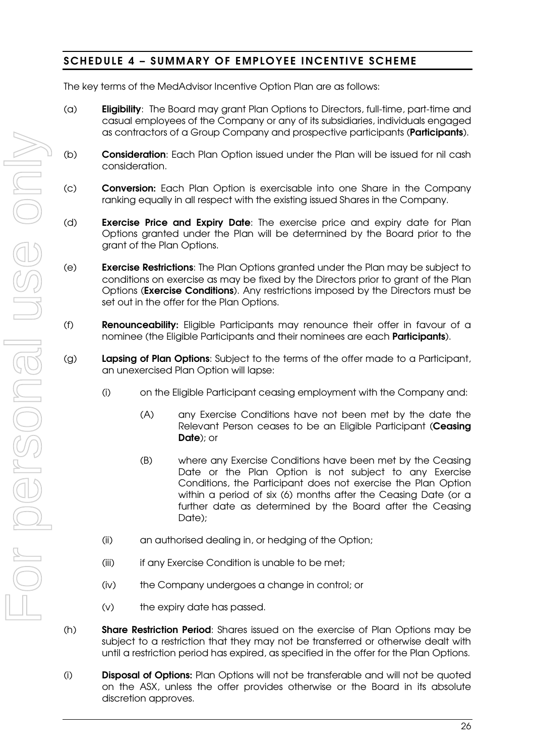## SCHEDULE 4 – SUMMARY OF EMPLOYEE INCENTIVE SCHEME

The key terms of the MedAdvisor Incentive Option Plan are as follows:

(a) **Eligibility**: The Board may grant Plan Options to Directors, full-time, part-time and casual employees of the Company or any of its subsidiaries, individuals engaged as contractors of a Group Company and prospective participants (**Participants**).

(b) **Consideration**: Each Plan Option issued under the Plan will be issued for nil cash consideration.

(c) **Conversion:** Each Plan Option is exercisable into one Share in the Company ranking equally in all respect with the existing issued Shares in the Company.

(d) **Exercise Price and Expiry Date**: The exercise price and expiry date for Plan Options granted under the Plan will be determined by the Board prior to the grant of the Plan Options.

(e) **Exercise Restrictions**: The Plan Options granted under the Plan may be subject to conditions on exercise as may be fixed by the Directors prior to grant of the Plan Options (**Exercise Conditions**). Any restrictions imposed by the Directors must be set out in the offer for the Plan Options.

(f) **Renounceability:** Eligible Participants may renounce their offer in favour of a nominee (the Eligible Participants and their nominees are each **Participants**).

(g) **Lapsing of Plan Options**: Subject to the terms of the offer made to a Participant, an unexercised Plan Option will lapse:

  (i) on the Eligible Participant ceasing employment with the Company and:

    (A) any Exercise Conditions have not been met by the date the Relevant Person ceases to be an Eligible Participant (**Ceasing Date**); or

    (B) where any Exercise Conditions have been met by the Ceasing Date or the Plan Option is not subject to any Exercise Conditions, the Participant does not exercise the Plan Option within a period of six (6) months after the Ceasing Date (or a further date as determined by the Board after the Ceasing Date);

  (ii) an authorised dealing in, or hedging of the Option;

  (iii) if any Exercise Condition is unable to be met;

  (iv) the Company undergoes a change in control; or

  (v) the expiry date has passed.

(h) **Share Restriction Period**: Shares issued on the exercise of Plan Options may be subject to a restriction that they may not be transferred or otherwise dealt with until a restriction period has expired, as specified in the offer for the Plan Options.

(i) **Disposal of Options:** Plan Options will not be transferable and will not be quoted on the ASX, unless the offer provides otherwise or the Board in its absolute discretion approves.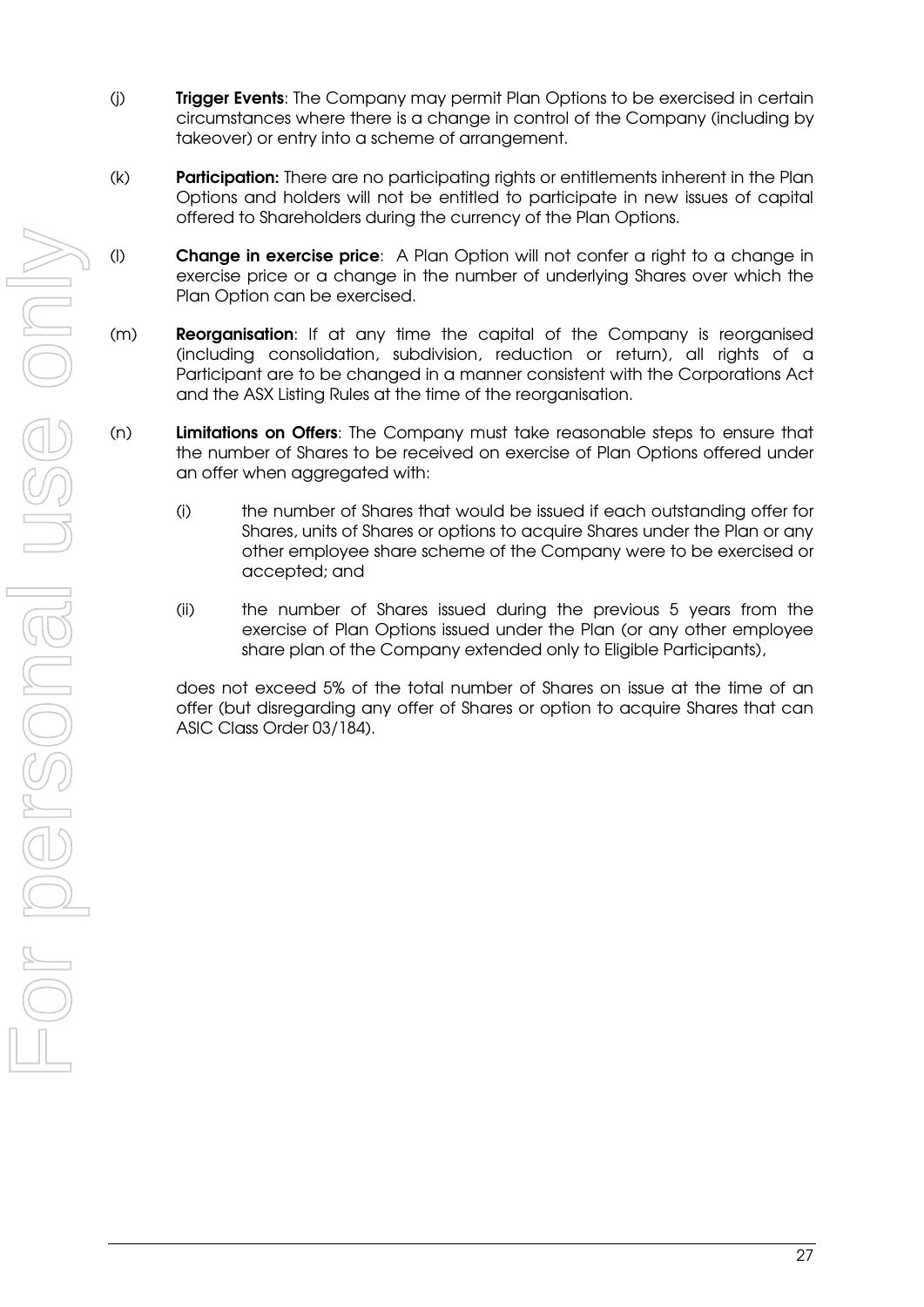(j) **Trigger Events**: The Company may permit Plan Options to be exercised in certain circumstances where there is a change in control of the Company (including by takeover) or entry into a scheme of arrangement.

(k) **Participation:** There are no participating rights or entitlements inherent in the Plan Options and holders will not be entitled to participate in new issues of capital offered to Shareholders during the currency of the Plan Options.

(l) **Change in exercise price**: A Plan Option will not confer a right to a change in exercise price or a change in the number of underlying Shares over which the Plan Option can be exercised.

(m) **Reorganisation**: If at any time the capital of the Company is reorganised (including consolidation, subdivision, reduction or return), all rights of a Participant are to be changed in a manner consistent with the Corporations Act and the ASX Listing Rules at the time of the reorganisation.

(n) **Limitations on Offers**: The Company must take reasonable steps to ensure that the number of Shares to be received on exercise of Plan Options offered under an offer when aggregated with:

(i) the number of Shares that would be issued if each outstanding offer for Shares, units of Shares or options to acquire Shares under the Plan or any other employee share scheme of the Company were to be exercised or accepted; and

(ii) the number of Shares issued during the previous 5 years from the exercise of Plan Options issued under the Plan (or any other employee share plan of the Company extended only to Eligible Participants),

does not exceed 5% of the total number of Shares on issue at the time of an offer (but disregarding any offer of Shares or option to acquire Shares that can ASIC Class Order 03/184).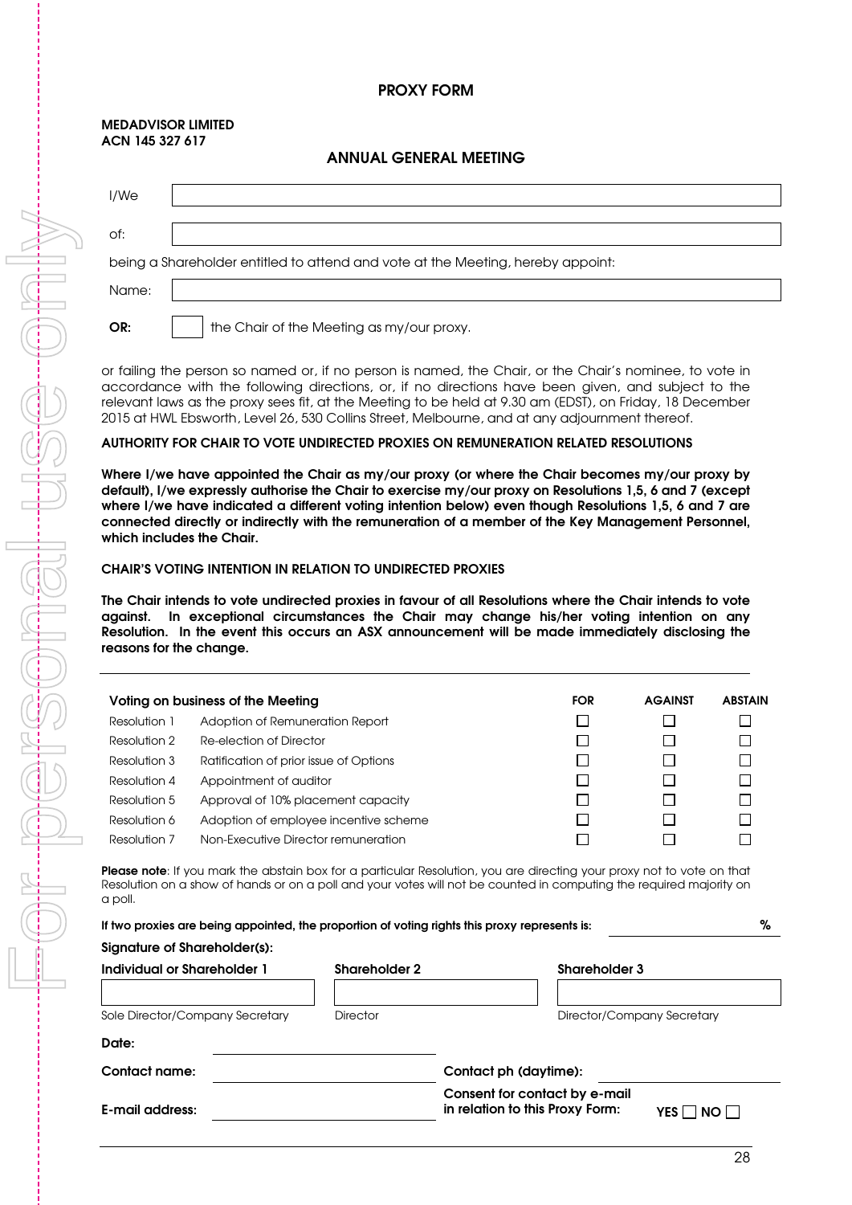# PROXY FORM

**MEDADVISOR LIMITED**
**ACN 145 327 617**

## ANNUAL GENERAL MEETING

I/We ______________________________

of: ______________________________

being a Shareholder entitled to attend and vote at the Meeting, hereby appoint:

Name: ______________________________

**OR:** ☐ the Chair of the Meeting as my/our proxy.

or failing the person so named or, if no person is named, the Chair, or the Chair's nominee, to vote in accordance with the following directions, or, if no directions have been given, and subject to the relevant laws as the proxy sees fit, at the Meeting to be held at 9.30 am (EDST), on Friday, 18 December 2015 at HWL Ebsworth, Level 26, 530 Collins Street, Melbourne, and at any adjournment thereof.

**AUTHORITY FOR CHAIR TO VOTE UNDIRECTED PROXIES ON REMUNERATION RELATED RESOLUTIONS**

**Where I/we have appointed the Chair as my/our proxy (or where the Chair becomes my/our proxy by default), I/we expressly authorise the Chair to exercise my/our proxy on Resolutions 1,5, 6 and 7 (except where I/we have indicated a different voting intention below) even though Resolutions 1,5, 6 and 7 are connected directly or indirectly with the remuneration of a member of the Key Management Personnel, which includes the Chair.**

**CHAIR'S VOTING INTENTION IN RELATION TO UNDIRECTED PROXIES**

**The Chair intends to vote undirected proxies in favour of all Resolutions where the Chair intends to vote against. In exceptional circumstances the Chair may change his/her voting intention on any Resolution. In the event this occurs an ASX announcement will be made immediately disclosing the reasons for the change.**

| Voting on business of the Meeting | | FOR | AGAINST | ABSTAIN |
|---|---|---|---|---|
| Resolution 1 | Adoption of Remuneration Report | ☐ | ☐ | ☐ |
| Resolution 2 | Re-election of Director | ☐ | ☐ | ☐ |
| Resolution 3 | Ratification of prior issue of Options | ☐ | ☐ | ☐ |
| Resolution 4 | Appointment of auditor | ☐ | ☐ | ☐ |
| Resolution 5 | Approval of 10% placement capacity | ☐ | ☐ | ☐ |
| Resolution 6 | Adoption of employee incentive scheme | ☐ | ☐ | ☐ |
| Resolution 7 | Non-Executive Director remuneration | ☐ | ☐ | ☐ |

**Please note**: If you mark the abstain box for a particular Resolution, you are directing your proxy not to vote on that Resolution on a show of hands or on a poll and your votes will not be counted in computing the required majority on a poll.

**If two proxies are being appointed, the proportion of voting rights this proxy represents is:** ______ **%**

**Signature of Shareholder(s):**

| Individual or Shareholder 1 | Shareholder 2 | Shareholder 3 |
|---|---|---|
| | | |
| Sole Director/Company Secretary | Director | Director/Company Secretary |

**Date:** ______________________________

**Contact name:** ______________________________ **Contact ph (daytime):** ______________________________

**E-mail address:** ______________________________ **Consent for contact by e-mail in relation to this Proxy Form:** **YES** ☐ **NO** ☐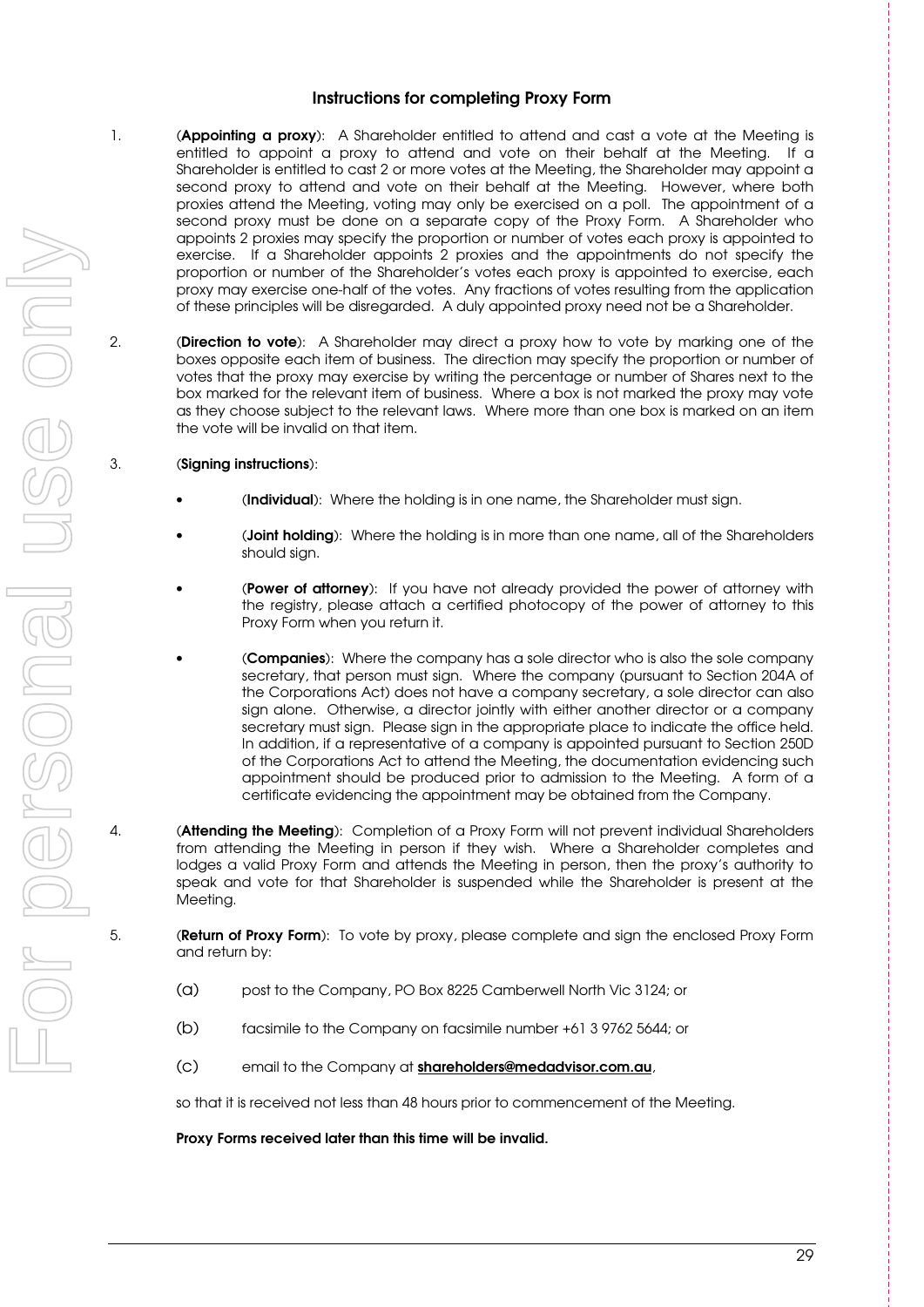## Instructions for completing Proxy Form

1. (**Appointing a proxy**): A Shareholder entitled to attend and cast a vote at the Meeting is entitled to appoint a proxy to attend and vote on their behalf at the Meeting. If a Shareholder is entitled to cast 2 or more votes at the Meeting, the Shareholder may appoint a second proxy to attend and vote on their behalf at the Meeting. However, where both proxies attend the Meeting, voting may only be exercised on a poll. The appointment of a second proxy must be done on a separate copy of the Proxy Form. A Shareholder who appoints 2 proxies may specify the proportion or number of votes each proxy is appointed to exercise. If a Shareholder appoints 2 proxies and the appointments do not specify the proportion or number of the Shareholder's votes each proxy is appointed to exercise, each proxy may exercise one-half of the votes. Any fractions of votes resulting from the application of these principles will be disregarded. A duly appointed proxy need not be a Shareholder.

2. (**Direction to vote**): A Shareholder may direct a proxy how to vote by marking one of the boxes opposite each item of business. The direction may specify the proportion or number of votes that the proxy may exercise by writing the percentage or number of Shares next to the box marked for the relevant item of business. Where a box is not marked the proxy may vote as they choose subject to the relevant laws. Where more than one box is marked on an item the vote will be invalid on that item.

3. (**Signing instructions**):

   - (**Individual**): Where the holding is in one name, the Shareholder must sign.
   - (**Joint holding**): Where the holding is in more than one name, all of the Shareholders should sign.
   - (**Power of attorney**): If you have not already provided the power of attorney with the registry, please attach a certified photocopy of the power of attorney to this Proxy Form when you return it.
   - (**Companies**): Where the company has a sole director who is also the sole company secretary, that person must sign. Where the company (pursuant to Section 204A of the Corporations Act) does not have a company secretary, a sole director can also sign alone. Otherwise, a director jointly with either another director or a company secretary must sign. Please sign in the appropriate place to indicate the office held. In addition, if a representative of a company is appointed pursuant to Section 250D of the Corporations Act to attend the Meeting, the documentation evidencing such appointment should be produced prior to admission to the Meeting. A form of a certificate evidencing the appointment may be obtained from the Company.

4. (**Attending the Meeting**): Completion of a Proxy Form will not prevent individual Shareholders from attending the Meeting in person if they wish. Where a Shareholder completes and lodges a valid Proxy Form and attends the Meeting in person, then the proxy's authority to speak and vote for that Shareholder is suspended while the Shareholder is present at the Meeting.

5. (**Return of Proxy Form**): To vote by proxy, please complete and sign the enclosed Proxy Form and return by:

   (a) post to the Company, PO Box 8225 Camberwell North Vic 3124; or

   (b) facsimile to the Company on facsimile number +61 3 9762 5644; or

   (c) email to the Company at **shareholders@medadvisor.com.au**,

   so that it is received not less than 48 hours prior to commencement of the Meeting.

   **Proxy Forms received later than this time will be invalid.**